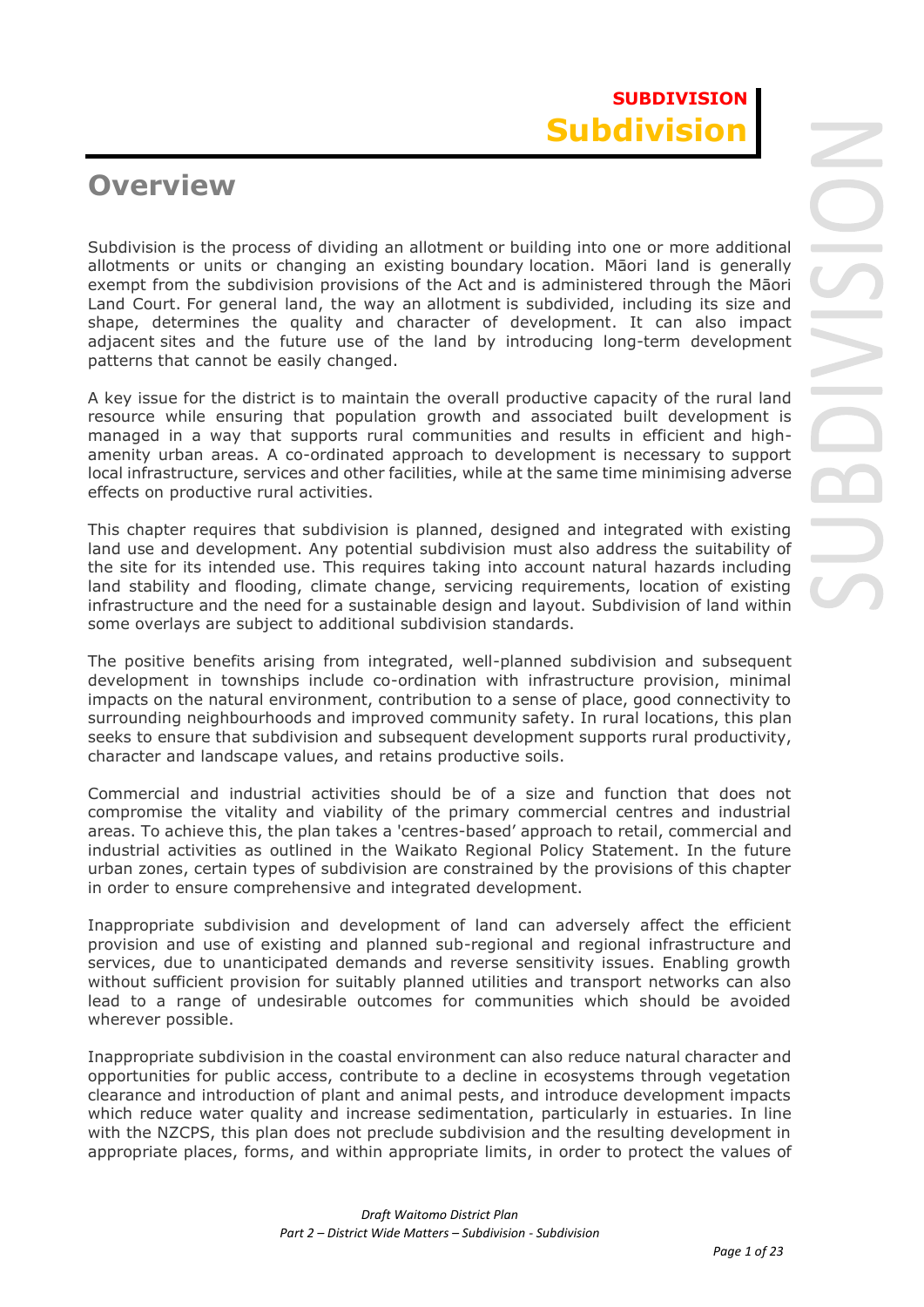# SUBDIVISION

# Subdivision

## Overview

Subdivision is the process of dividing an allotment or building into one or more additional allotments or units or changing an existing boundary location. Māori land is generally exempt from the subdivision provisions of the Act and is administered through the Māori Land Court. For general land, the way an allotment is subdivided, including its size and shape, determines the quality and character of development. It can also impact adjacent sites and the future use of the land by introducing long-term development patterns that cannot be easily changed.

A key issue for the district is to maintain the overall productive capacity of the rural land resource while ensuring that population growth and associated built development is managed in a way that supports rural communities and results in efficient and high-amenity urban areas. A co-ordinated approach to development is necessary to support local infrastructure, services and other facilities, while at the same time minimising adverse effects on productive rural activities.

This chapter requires that subdivision is planned, designed and integrated with existing land use and development. Any potential subdivision must also address the suitability of the site for its intended use. This requires taking into account natural hazards including land stability and flooding, climate change, servicing requirements, location of existing infrastructure and the need for a sustainable design and layout. Subdivision of land within some overlays are subject to additional subdivision standards.

The positive benefits arising from integrated, well-planned subdivision and subsequent development in townships include co-ordination with infrastructure provision, minimal impacts on the natural environment, contribution to a sense of place, good connectivity to surrounding neighbourhoods and improved community safety. In rural locations, this plan seeks to ensure that subdivision and subsequent development supports rural productivity, character and landscape values, and retains productive soils.

Commercial and industrial activities should be of a size and function that does not compromise the vitality and viability of the primary commercial centres and industrial areas. To achieve this, the plan takes a 'centres-based' approach to retail, commercial and industrial activities as outlined in the Waikato Regional Policy Statement. In the future urban zones, certain types of subdivision are constrained by the provisions of this chapter in order to ensure comprehensive and integrated development.

Inappropriate subdivision and development of land can adversely affect the efficient provision and use of existing and planned sub-regional and regional infrastructure and services, due to unanticipated demands and reverse sensitivity issues. Enabling growth without sufficient provision for suitably planned utilities and transport networks can also lead to a range of undesirable outcomes for communities which should be avoided wherever possible.

Inappropriate subdivision in the coastal environment can also reduce natural character and opportunities for public access, contribute to a decline in ecosystems through vegetation clearance and introduction of plant and animal pests, and introduce development impacts which reduce water quality and increase sedimentation, particularly in estuaries. In line with the NZCPS, this plan does not preclude subdivision and the resulting development in appropriate places, forms, and within appropriate limits, in order to protect the values of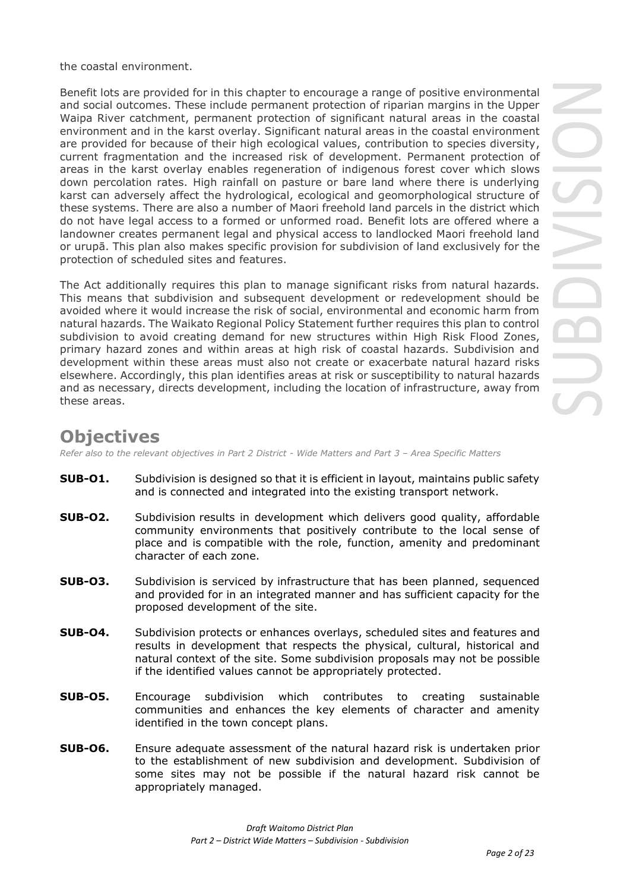the coastal environment.

Benefit lots are provided for in this chapter to encourage a range of positive environmental and social outcomes. These include permanent protection of riparian margins in the Upper Waipa River catchment, permanent protection of significant natural areas in the coastal environment and in the karst overlay. Significant natural areas in the coastal environment are provided for because of their high ecological values, contribution to species diversity, current fragmentation and the increased risk of development. Permanent protection of areas in the karst overlay enables regeneration of indigenous forest cover which slows down percolation rates. High rainfall on pasture or bare land where there is underlying karst can adversely affect the hydrological, ecological and geomorphological structure of these systems. There are also a number of Maori freehold land parcels in the district which do not have legal access to a formed or unformed road. Benefit lots are offered where a landowner creates permanent legal and physical access to landlocked Maori freehold land or urupā. This plan also makes specific provision for subdivision of land exclusively for the protection of scheduled sites and features.

The Act additionally requires this plan to manage significant risks from natural hazards. This means that subdivision and subsequent development or redevelopment should be avoided where it would increase the risk of social, environmental and economic harm from natural hazards. The Waikato Regional Policy Statement further requires this plan to control subdivision to avoid creating demand for new structures within High Risk Flood Zones, primary hazard zones and within areas at high risk of coastal hazards. Subdivision and development within these areas must also not create or exacerbate natural hazard risks elsewhere. Accordingly, this plan identifies areas at risk or susceptibility to natural hazards and as necessary, directs development, including the location of infrastructure, away from these areas.

# Objectives

*Refer also to the relevant objectives in Part 2 District - Wide Matters and Part 3 – Area Specific Matters*

**SUB-O1.** Subdivision is designed so that it is efficient in layout, maintains public safety and is connected and integrated into the existing transport network.

**SUB-O2.** Subdivision results in development which delivers good quality, affordable community environments that positively contribute to the local sense of place and is compatible with the role, function, amenity and predominant character of each zone.

**SUB-O3.** Subdivision is serviced by infrastructure that has been planned, sequenced and provided for in an integrated manner and has sufficient capacity for the proposed development of the site.

**SUB-O4.** Subdivision protects or enhances overlays, scheduled sites and features and results in development that respects the physical, cultural, historical and natural context of the site. Some subdivision proposals may not be possible if the identified values cannot be appropriately protected.

**SUB-O5.** Encourage subdivision which contributes to creating sustainable communities and enhances the key elements of character and amenity identified in the town concept plans.

**SUB-O6.** Ensure adequate assessment of the natural hazard risk is undertaken prior to the establishment of new subdivision and development. Subdivision of some sites may not be possible if the natural hazard risk cannot be appropriately managed.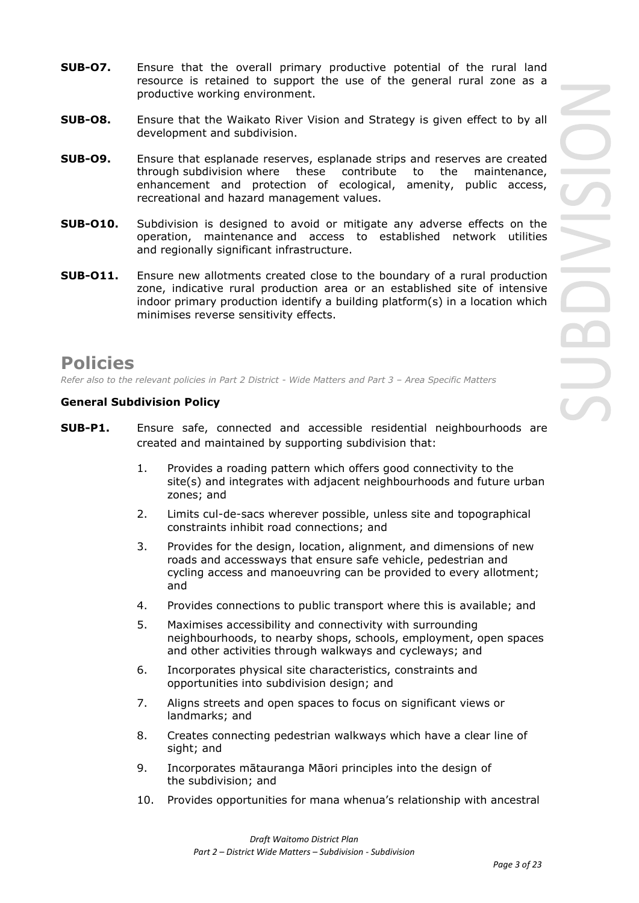**SUB-O7.** Ensure that the overall primary productive potential of the rural land resource is retained to support the use of the general rural zone as a productive working environment.

**SUB-O8.** Ensure that the Waikato River Vision and Strategy is given effect to by all development and subdivision.

**SUB-O9.** Ensure that esplanade reserves, esplanade strips and reserves are created through subdivision where these contribute to the maintenance, enhancement and protection of ecological, amenity, public access, recreational and hazard management values.

**SUB-O10.** Subdivision is designed to avoid or mitigate any adverse effects on the operation, maintenance and access to established network utilities and regionally significant infrastructure.

**SUB-O11.** Ensure new allotments created close to the boundary of a rural production zone, indicative rural production area or an established site of intensive indoor primary production identify a building platform(s) in a location which minimises reverse sensitivity effects.

# Policies

*Refer also to the relevant policies in Part 2 District - Wide Matters and Part 3 – Area Specific Matters*

**General Subdivision Policy**

**SUB-P1.** Ensure safe, connected and accessible residential neighbourhoods are created and maintained by supporting subdivision that:

1. Provides a roading pattern which offers good connectivity to the site(s) and integrates with adjacent neighbourhoods and future urban zones; and
2. Limits cul-de-sacs wherever possible, unless site and topographical constraints inhibit road connections; and
3. Provides for the design, location, alignment, and dimensions of new roads and accessways that ensure safe vehicle, pedestrian and cycling access and manoeuvring can be provided to every allotment; and
4. Provides connections to public transport where this is available; and
5. Maximises accessibility and connectivity with surrounding neighbourhoods, to nearby shops, schools, employment, open spaces and other activities through walkways and cycleways; and
6. Incorporates physical site characteristics, constraints and opportunities into subdivision design; and
7. Aligns streets and open spaces to focus on significant views or landmarks; and
8. Creates connecting pedestrian walkways which have a clear line of sight; and
9. Incorporates mātauranga Māori principles into the design of the subdivision; and
10. Provides opportunities for mana whenua's relationship with ancestral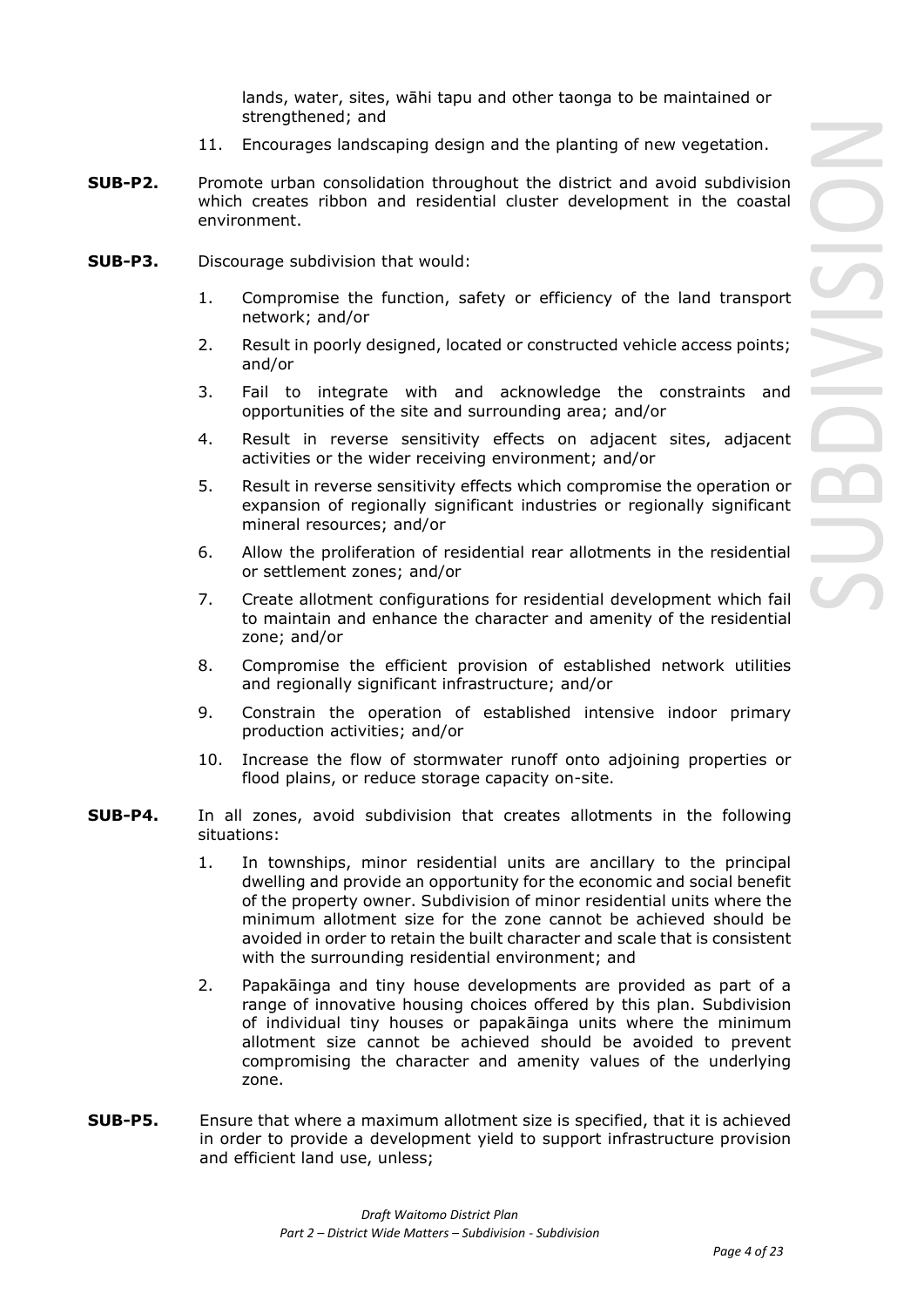lands, water, sites, wāhi tapu and other taonga to be maintained or strengthened; and

11. Encourages landscaping design and the planting of new vegetation.

**SUB-P2.** Promote urban consolidation throughout the district and avoid subdivision which creates ribbon and residential cluster development in the coastal environment.

**SUB-P3.** Discourage subdivision that would:

1. Compromise the function, safety or efficiency of the land transport network; and/or
2. Result in poorly designed, located or constructed vehicle access points; and/or
3. Fail to integrate with and acknowledge the constraints and opportunities of the site and surrounding area; and/or
4. Result in reverse sensitivity effects on adjacent sites, adjacent activities or the wider receiving environment; and/or
5. Result in reverse sensitivity effects which compromise the operation or expansion of regionally significant industries or regionally significant mineral resources; and/or
6. Allow the proliferation of residential rear allotments in the residential or settlement zones; and/or
7. Create allotment configurations for residential development which fail to maintain and enhance the character and amenity of the residential zone; and/or
8. Compromise the efficient provision of established network utilities and regionally significant infrastructure; and/or
9. Constrain the operation of established intensive indoor primary production activities; and/or
10. Increase the flow of stormwater runoff onto adjoining properties or flood plains, or reduce storage capacity on-site.

**SUB-P4.** In all zones, avoid subdivision that creates allotments in the following situations:

1. In townships, minor residential units are ancillary to the principal dwelling and provide an opportunity for the economic and social benefit of the property owner. Subdivision of minor residential units where the minimum allotment size for the zone cannot be achieved should be avoided in order to retain the built character and scale that is consistent with the surrounding residential environment; and
2. Papakāinga and tiny house developments are provided as part of a range of innovative housing choices offered by this plan. Subdivision of individual tiny houses or papakāinga units where the minimum allotment size cannot be achieved should be avoided to prevent compromising the character and amenity values of the underlying zone.

**SUB-P5.** Ensure that where a maximum allotment size is specified, that it is achieved in order to provide a development yield to support infrastructure provision and efficient land use, unless;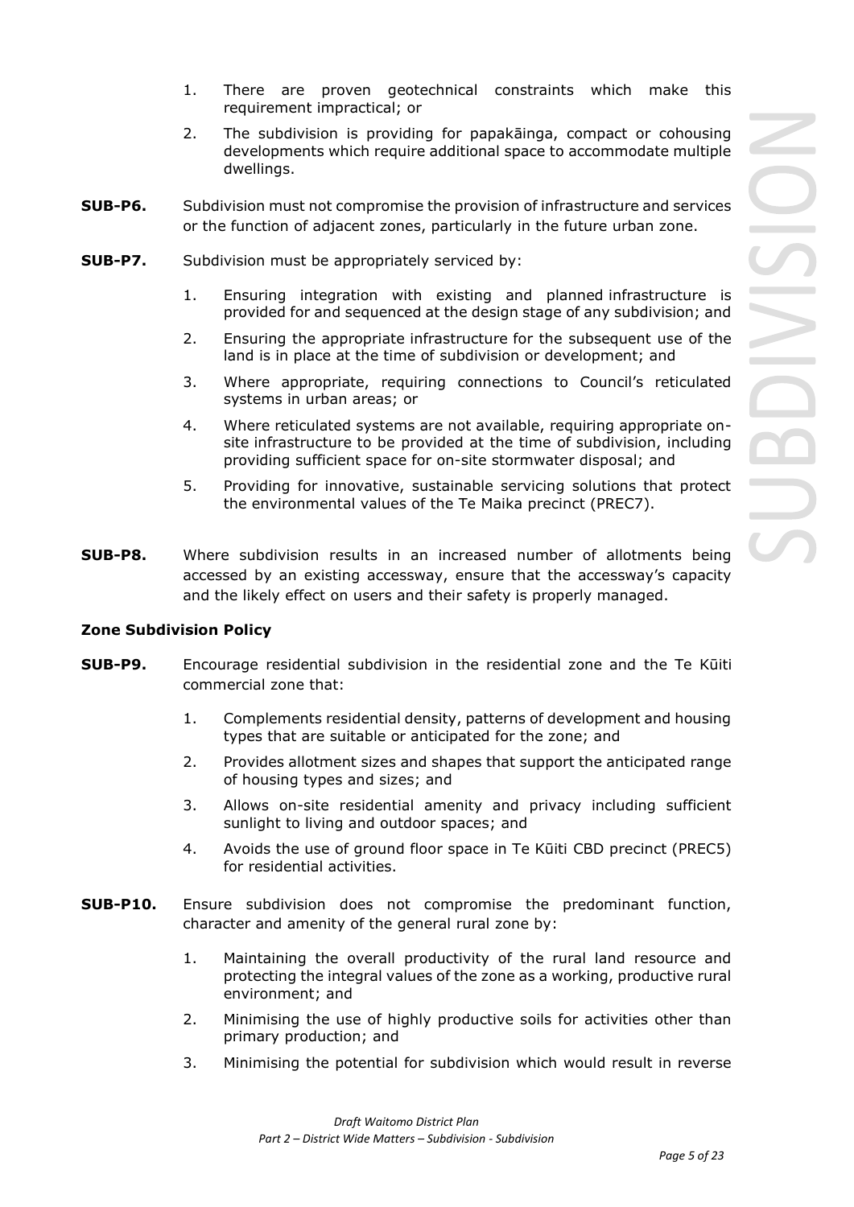1. There are proven geotechnical constraints which make this requirement impractical; or
2. The subdivision is providing for papakāinga, compact or cohousing developments which require additional space to accommodate multiple dwellings.

**SUB-P6.** Subdivision must not compromise the provision of infrastructure and services or the function of adjacent zones, particularly in the future urban zone.

**SUB-P7.** Subdivision must be appropriately serviced by:

1. Ensuring integration with existing and planned infrastructure is provided for and sequenced at the design stage of any subdivision; and
2. Ensuring the appropriate infrastructure for the subsequent use of the land is in place at the time of subdivision or development; and
3. Where appropriate, requiring connections to Council's reticulated systems in urban areas; or
4. Where reticulated systems are not available, requiring appropriate on-site infrastructure to be provided at the time of subdivision, including providing sufficient space for on-site stormwater disposal; and
5. Providing for innovative, sustainable servicing solutions that protect the environmental values of the Te Maika precinct (PREC7).

**SUB-P8.** Where subdivision results in an increased number of allotments being accessed by an existing accessway, ensure that the accessway's capacity and the likely effect on users and their safety is properly managed.

**Zone Subdivision Policy**

**SUB-P9.** Encourage residential subdivision in the residential zone and the Te Kūiti commercial zone that:

1. Complements residential density, patterns of development and housing types that are suitable or anticipated for the zone; and
2. Provides allotment sizes and shapes that support the anticipated range of housing types and sizes; and
3. Allows on-site residential amenity and privacy including sufficient sunlight to living and outdoor spaces; and
4. Avoids the use of ground floor space in Te Kūiti CBD precinct (PREC5) for residential activities.

**SUB-P10.** Ensure subdivision does not compromise the predominant function, character and amenity of the general rural zone by:

1. Maintaining the overall productivity of the rural land resource and protecting the integral values of the zone as a working, productive rural environment; and
2. Minimising the use of highly productive soils for activities other than primary production; and
3. Minimising the potential for subdivision which would result in reverse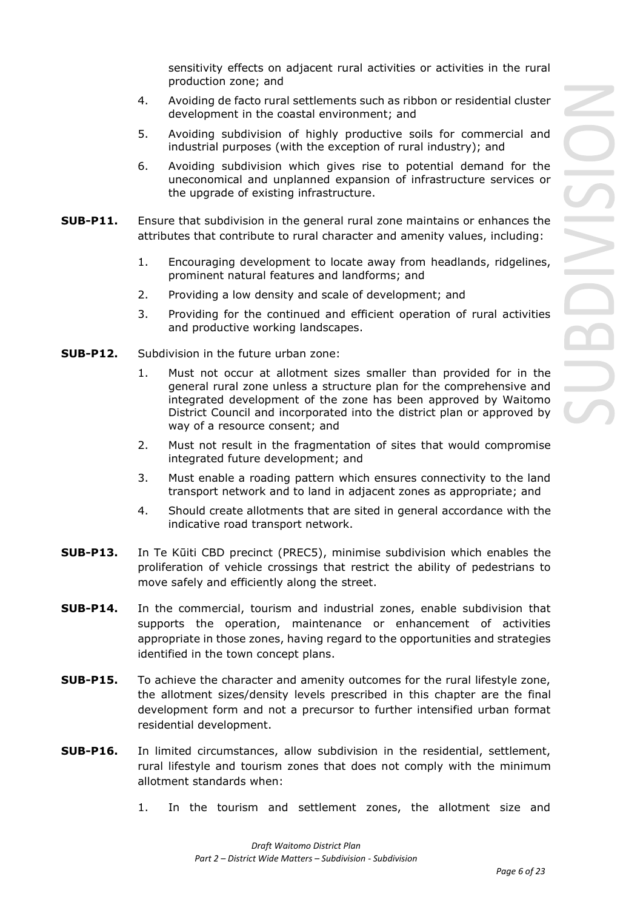sensitivity effects on adjacent rural activities or activities in the rural production zone; and

4. Avoiding de facto rural settlements such as ribbon or residential cluster development in the coastal environment; and
5. Avoiding subdivision of highly productive soils for commercial and industrial purposes (with the exception of rural industry); and
6. Avoiding subdivision which gives rise to potential demand for the uneconomical and unplanned expansion of infrastructure services or the upgrade of existing infrastructure.

**SUB-P11.** Ensure that subdivision in the general rural zone maintains or enhances the attributes that contribute to rural character and amenity values, including:

1. Encouraging development to locate away from headlands, ridgelines, prominent natural features and landforms; and
2. Providing a low density and scale of development; and
3. Providing for the continued and efficient operation of rural activities and productive working landscapes.

**SUB-P12.** Subdivision in the future urban zone:

1. Must not occur at allotment sizes smaller than provided for in the general rural zone unless a structure plan for the comprehensive and integrated development of the zone has been approved by Waitomo District Council and incorporated into the district plan or approved by way of a resource consent; and
2. Must not result in the fragmentation of sites that would compromise integrated future development; and
3. Must enable a roading pattern which ensures connectivity to the land transport network and to land in adjacent zones as appropriate; and
4. Should create allotments that are sited in general accordance with the indicative road transport network.

**SUB-P13.** In Te Kūiti CBD precinct (PREC5), minimise subdivision which enables the proliferation of vehicle crossings that restrict the ability of pedestrians to move safely and efficiently along the street.

**SUB-P14.** In the commercial, tourism and industrial zones, enable subdivision that supports the operation, maintenance or enhancement of activities appropriate in those zones, having regard to the opportunities and strategies identified in the town concept plans.

**SUB-P15.** To achieve the character and amenity outcomes for the rural lifestyle zone, the allotment sizes/density levels prescribed in this chapter are the final development form and not a precursor to further intensified urban format residential development.

**SUB-P16.** In limited circumstances, allow subdivision in the residential, settlement, rural lifestyle and tourism zones that does not comply with the minimum allotment standards when:

1. In the tourism and settlement zones, the allotment size and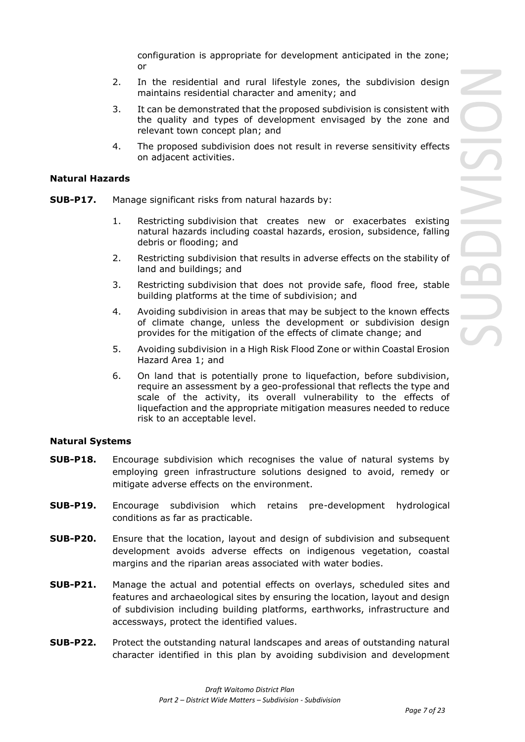configuration is appropriate for development anticipated in the zone; or

2. In the residential and rural lifestyle zones, the subdivision design maintains residential character and amenity; and
3. It can be demonstrated that the proposed subdivision is consistent with the quality and types of development envisaged by the zone and relevant town concept plan; and
4. The proposed subdivision does not result in reverse sensitivity effects on adjacent activities.

**Natural Hazards**

**SUB-P17.** Manage significant risks from natural hazards by:

1. Restricting subdivision that creates new or exacerbates existing natural hazards including coastal hazards, erosion, subsidence, falling debris or flooding; and
2. Restricting subdivision that results in adverse effects on the stability of land and buildings; and
3. Restricting subdivision that does not provide safe, flood free, stable building platforms at the time of subdivision; and
4. Avoiding subdivision in areas that may be subject to the known effects of climate change, unless the development or subdivision design provides for the mitigation of the effects of climate change; and
5. Avoiding subdivision in a High Risk Flood Zone or within Coastal Erosion Hazard Area 1; and
6. On land that is potentially prone to liquefaction, before subdivision, require an assessment by a geo-professional that reflects the type and scale of the activity, its overall vulnerability to the effects of liquefaction and the appropriate mitigation measures needed to reduce risk to an acceptable level.

**Natural Systems**

**SUB-P18.** Encourage subdivision which recognises the value of natural systems by employing green infrastructure solutions designed to avoid, remedy or mitigate adverse effects on the environment.

**SUB-P19.** Encourage subdivision which retains pre-development hydrological conditions as far as practicable.

**SUB-P20.** Ensure that the location, layout and design of subdivision and subsequent development avoids adverse effects on indigenous vegetation, coastal margins and the riparian areas associated with water bodies.

**SUB-P21.** Manage the actual and potential effects on overlays, scheduled sites and features and archaeological sites by ensuring the location, layout and design of subdivision including building platforms, earthworks, infrastructure and accessways, protect the identified values.

**SUB-P22.** Protect the outstanding natural landscapes and areas of outstanding natural character identified in this plan by avoiding subdivision and development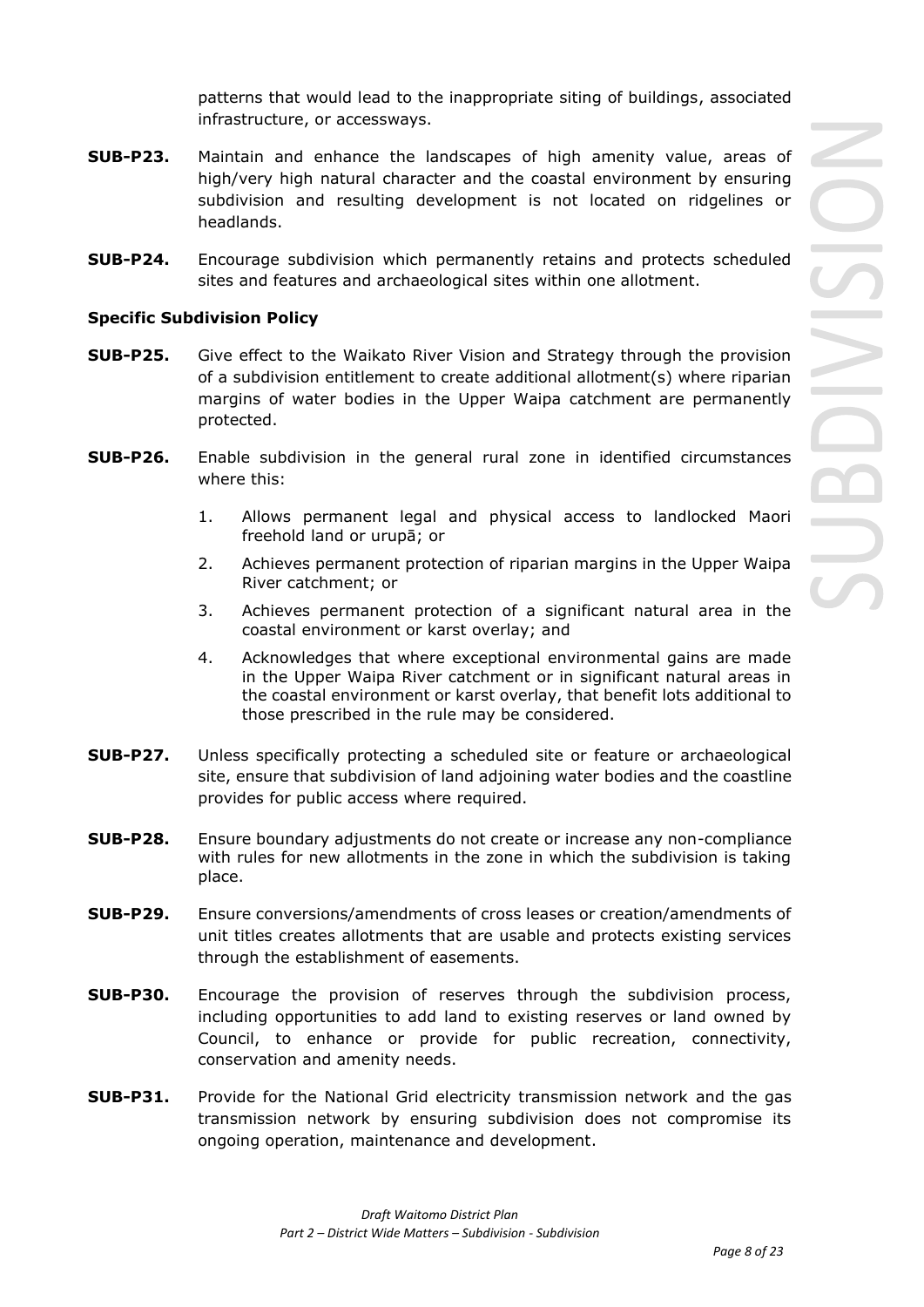patterns that would lead to the inappropriate siting of buildings, associated infrastructure, or accessways.

**SUB-P23.** Maintain and enhance the landscapes of high amenity value, areas of high/very high natural character and the coastal environment by ensuring subdivision and resulting development is not located on ridgelines or headlands.

**SUB-P24.** Encourage subdivision which permanently retains and protects scheduled sites and features and archaeological sites within one allotment.

**Specific Subdivision Policy**

**SUB-P25.** Give effect to the Waikato River Vision and Strategy through the provision of a subdivision entitlement to create additional allotment(s) where riparian margins of water bodies in the Upper Waipa catchment are permanently protected.

**SUB-P26.** Enable subdivision in the general rural zone in identified circumstances where this:

1. Allows permanent legal and physical access to landlocked Maori freehold land or urupā; or
2. Achieves permanent protection of riparian margins in the Upper Waipa River catchment; or
3. Achieves permanent protection of a significant natural area in the coastal environment or karst overlay; and
4. Acknowledges that where exceptional environmental gains are made in the Upper Waipa River catchment or in significant natural areas in the coastal environment or karst overlay, that benefit lots additional to those prescribed in the rule may be considered.

**SUB-P27.** Unless specifically protecting a scheduled site or feature or archaeological site, ensure that subdivision of land adjoining water bodies and the coastline provides for public access where required.

**SUB-P28.** Ensure boundary adjustments do not create or increase any non-compliance with rules for new allotments in the zone in which the subdivision is taking place.

**SUB-P29.** Ensure conversions/amendments of cross leases or creation/amendments of unit titles creates allotments that are usable and protects existing services through the establishment of easements.

**SUB-P30.** Encourage the provision of reserves through the subdivision process, including opportunities to add land to existing reserves or land owned by Council, to enhance or provide for public recreation, connectivity, conservation and amenity needs.

**SUB-P31.** Provide for the National Grid electricity transmission network and the gas transmission network by ensuring subdivision does not compromise its ongoing operation, maintenance and development.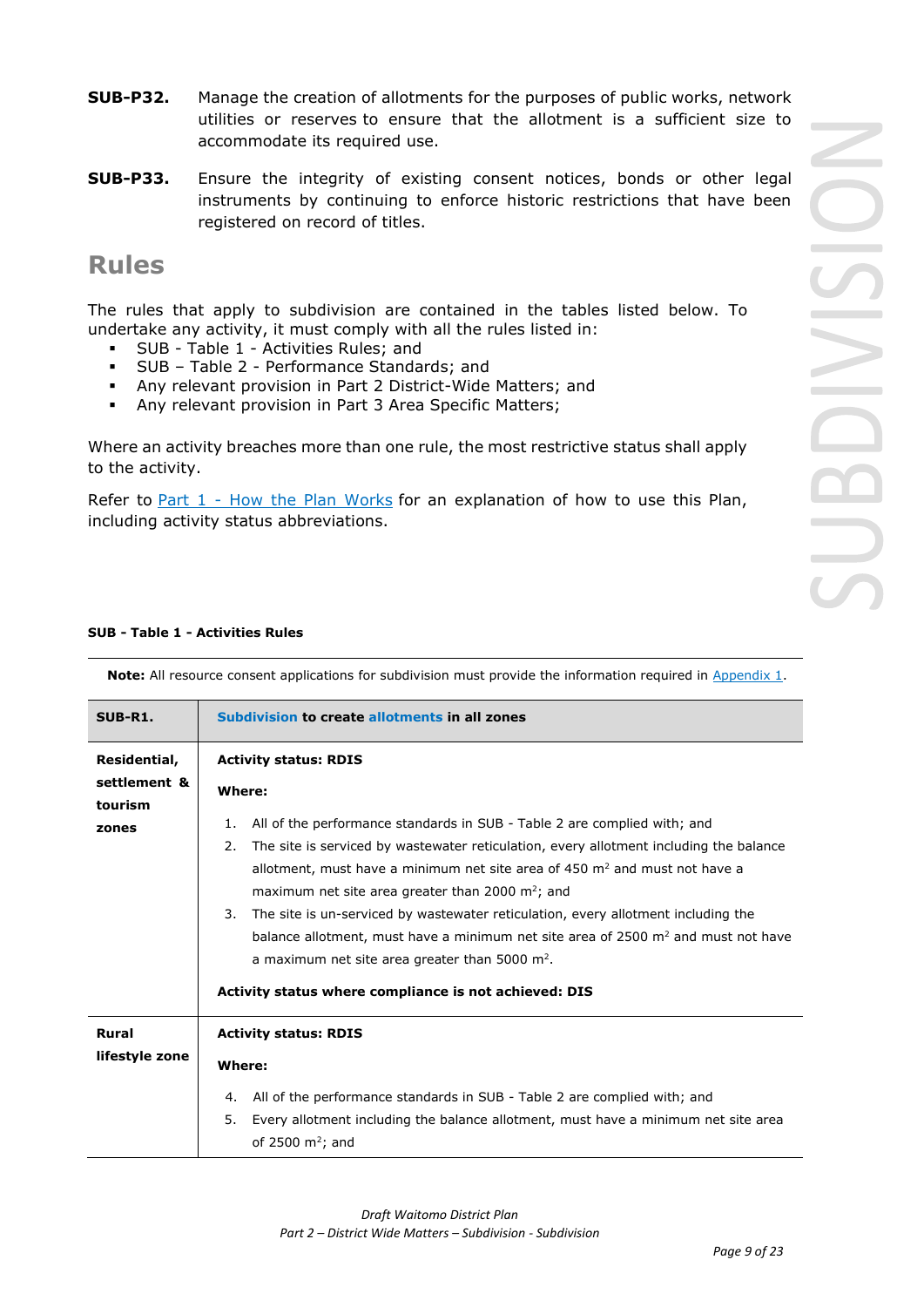**SUB-P32.** Manage the creation of allotments for the purposes of public works, network utilities or reserves to ensure that the allotment is a sufficient size to accommodate its required use.

**SUB-P33.** Ensure the integrity of existing consent notices, bonds or other legal instruments by continuing to enforce historic restrictions that have been registered on record of titles.

## Rules

The rules that apply to subdivision are contained in the tables listed below. To undertake any activity, it must comply with all the rules listed in:

- SUB - Table 1 - Activities Rules; and
- SUB – Table 2 - Performance Standards; and
- Any relevant provision in Part 2 District-Wide Matters; and
- Any relevant provision in Part 3 Area Specific Matters;

Where an activity breaches more than one rule, the most restrictive status shall apply to the activity.

Refer to Part 1 - How the Plan Works for an explanation of how to use this Plan, including activity status abbreviations.

**SUB - Table 1 - Activities Rules**

**Note:** All resource consent applications for subdivision must provide the information required in Appendix 1.

| **SUB-R1.** | **Subdivision to create allotments in all zones** |
|---|---|
| **Residential, settlement & tourism zones** | **Activity status: RDIS**<br><br>**Where:**<br><br>1. All of the performance standards in SUB - Table 2 are complied with; and<br>2. The site is serviced by wastewater reticulation, every allotment including the balance allotment, must have a minimum net site area of 450 m² and must not have a maximum net site area greater than 2000 m²; and<br>3. The site is un-serviced by wastewater reticulation, every allotment including the balance allotment, must have a minimum net site area of 2500 m² and must not have a maximum net site area greater than 5000 m².<br><br>**Activity status where compliance is not achieved: DIS** |
| **Rural lifestyle zone** | **Activity status: RDIS**<br><br>**Where:**<br><br>4. All of the performance standards in SUB - Table 2 are complied with; and<br>5. Every allotment including the balance allotment, must have a minimum net site area of 2500 m²; and |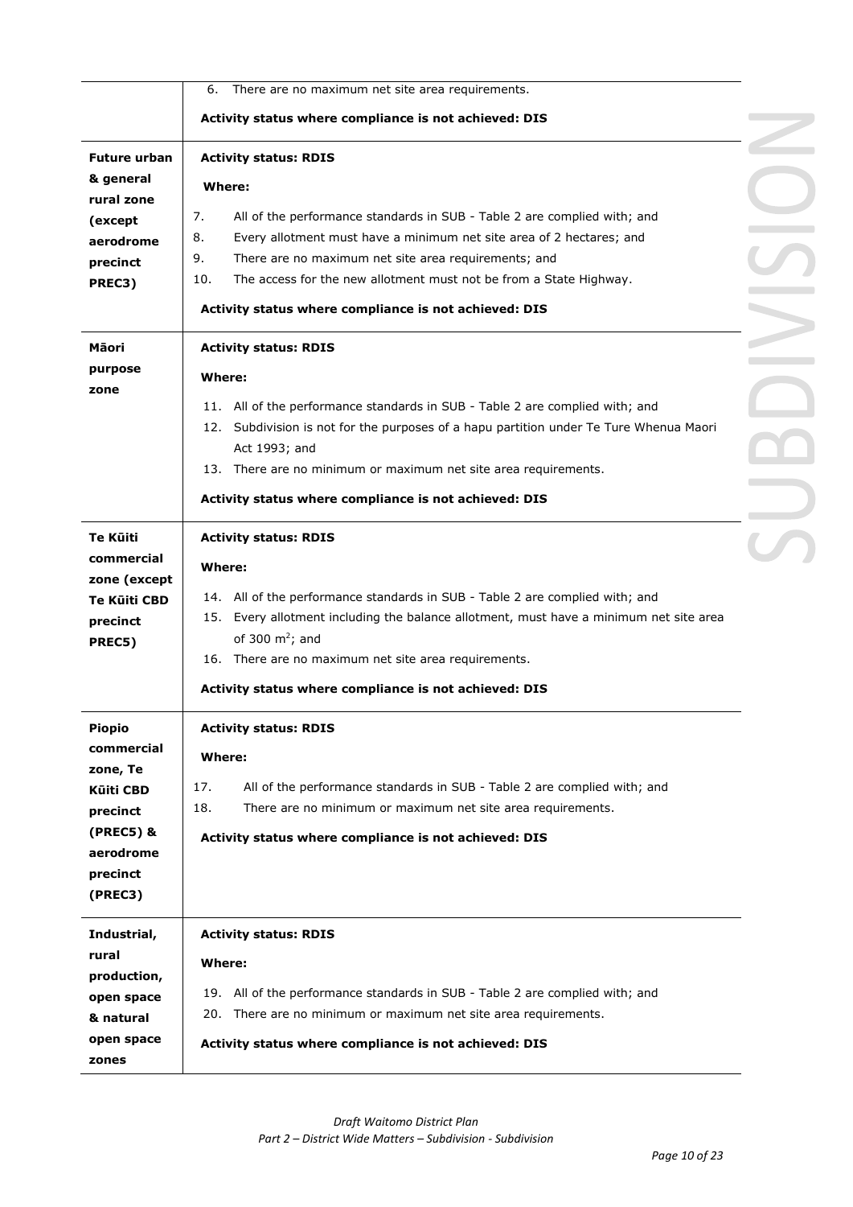| | |
|---|---|
| | 6. There are no maximum net site area requirements.<br><br>**Activity status where compliance is not achieved: DIS** |
| **Future urban & general rural zone (except aerodrome precinct PREC3)** | **Activity status: RDIS**<br><br>**Where:**<br><br>7. All of the performance standards in SUB - Table 2 are complied with; and<br>8. Every allotment must have a minimum net site area of 2 hectares; and<br>9. There are no maximum net site area requirements; and<br>10. The access for the new allotment must not be from a State Highway.<br><br>**Activity status where compliance is not achieved: DIS** |
| **Māori purpose zone** | **Activity status: RDIS**<br><br>**Where:**<br><br>11. All of the performance standards in SUB - Table 2 are complied with; and<br>12. Subdivision is not for the purposes of a hapu partition under Te Ture Whenua Maori Act 1993; and<br>13. There are no minimum or maximum net site area requirements.<br><br>**Activity status where compliance is not achieved: DIS** |
| **Te Kūiti commercial zone (except Te Kūiti CBD precinct PREC5)** | **Activity status: RDIS**<br><br>**Where:**<br><br>14. All of the performance standards in SUB - Table 2 are complied with; and<br>15. Every allotment including the balance allotment, must have a minimum net site area of 300 $m^2$; and<br>16. There are no maximum net site area requirements.<br><br>**Activity status where compliance is not achieved: DIS** |
| **Piopio commercial zone, Te Kūiti CBD precinct (PREC5) & aerodrome precinct (PREC3)** | **Activity status: RDIS**<br><br>**Where:**<br><br>17. All of the performance standards in SUB - Table 2 are complied with; and<br>18. There are no minimum or maximum net site area requirements.<br><br>**Activity status where compliance is not achieved: DIS** |
| **Industrial, rural production, open space & natural open space zones** | **Activity status: RDIS**<br><br>**Where:**<br><br>19. All of the performance standards in SUB - Table 2 are complied with; and<br>20. There are no minimum or maximum net site area requirements.<br><br>**Activity status where compliance is not achieved: DIS** |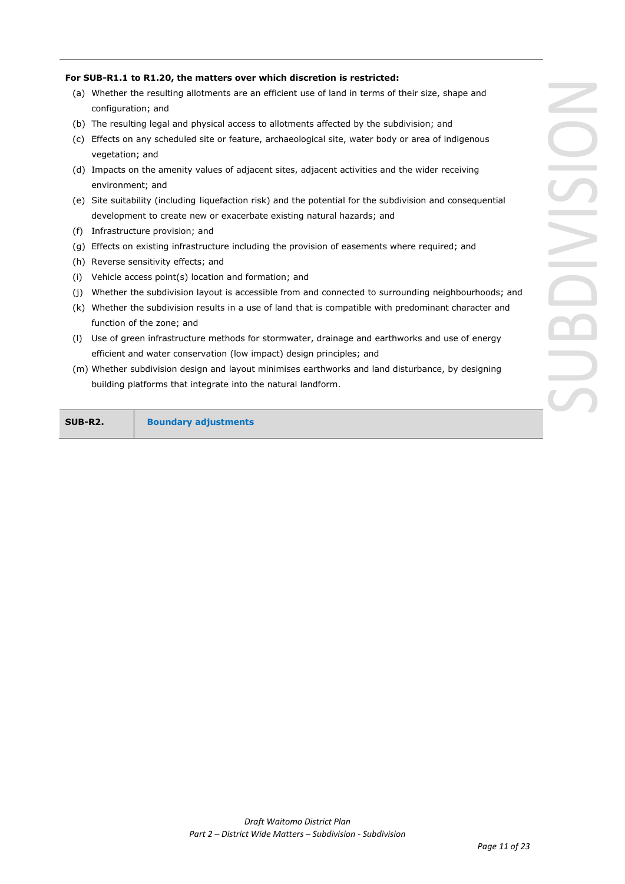**For SUB-R1.1 to R1.20, the matters over which discretion is restricted:**

(a) Whether the resulting allotments are an efficient use of land in terms of their size, shape and configuration; and
(b) The resulting legal and physical access to allotments affected by the subdivision; and
(c) Effects on any scheduled site or feature, archaeological site, water body or area of indigenous vegetation; and
(d) Impacts on the amenity values of adjacent sites, adjacent activities and the wider receiving environment; and
(e) Site suitability (including liquefaction risk) and the potential for the subdivision and consequential development to create new or exacerbate existing natural hazards; and
(f) Infrastructure provision; and
(g) Effects on existing infrastructure including the provision of easements where required; and
(h) Reverse sensitivity effects; and
(i) Vehicle access point(s) location and formation; and
(j) Whether the subdivision layout is accessible from and connected to surrounding neighbourhoods; and
(k) Whether the subdivision results in a use of land that is compatible with predominant character and function of the zone; and
(l) Use of green infrastructure methods for stormwater, drainage and earthworks and use of energy efficient and water conservation (low impact) design principles; and
(m) Whether subdivision design and layout minimises earthworks and land disturbance, by designing building platforms that integrate into the natural landform.

| **SUB-R2.** | **Boundary adjustments** |
|---|---|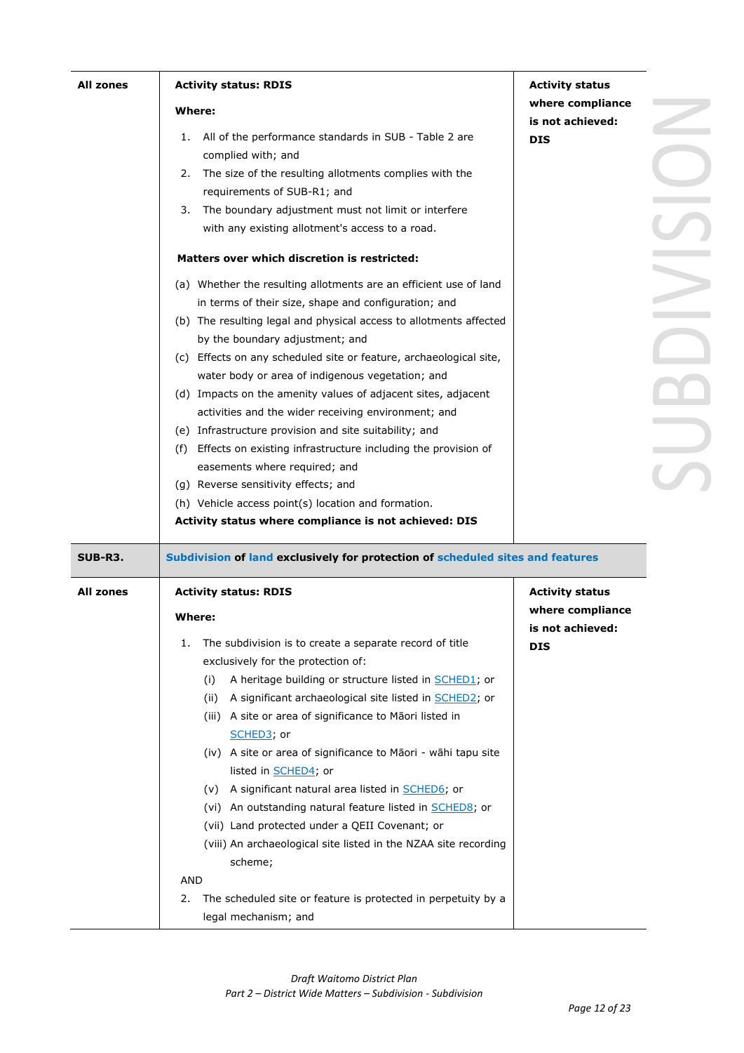| | | |
|---|---|---|
| **All zones** | **Activity status: RDIS**<br><br>**Where:**<br><br>1. All of the performance standards in SUB - Table 2 are complied with; and<br>2. The size of the resulting allotments complies with the requirements of SUB-R1; and<br>3. The boundary adjustment must not limit or interfere with any existing allotment's access to a road.<br><br>**Matters over which discretion is restricted:**<br><br>(a) Whether the resulting allotments are an efficient use of land in terms of their size, shape and configuration; and<br>(b) The resulting legal and physical access to allotments affected by the boundary adjustment; and<br>(c) Effects on any scheduled site or feature, archaeological site, water body or area of indigenous vegetation; and<br>(d) Impacts on the amenity values of adjacent sites, adjacent activities and the wider receiving environment; and<br>(e) Infrastructure provision and site suitability; and<br>(f) Effects on existing infrastructure including the provision of easements where required; and<br>(g) Reverse sensitivity effects; and<br>(h) Vehicle access point(s) location and formation.<br>**Activity status where compliance is not achieved: DIS** | **Activity status where compliance is not achieved: DIS** |
| **SUB-R3.** | **Subdivision of land exclusively for protection of scheduled sites and features** | |
| **All zones** | **Activity status: RDIS**<br><br>**Where:**<br><br>1. The subdivision is to create a separate record of title exclusively for the protection of:<br>(i) A heritage building or structure listed in SCHED1; or<br>(ii) A significant archaeological site listed in SCHED2; or<br>(iii) A site or area of significance to Māori listed in SCHED3; or<br>(iv) A site or area of significance to Māori - wāhi tapu site listed in SCHED4; or<br>(v) A significant natural area listed in SCHED6; or<br>(vi) An outstanding natural feature listed in SCHED8; or<br>(vii) Land protected under a QEII Covenant; or<br>(viii) An archaeological site listed in the NZAA site recording scheme;<br>AND<br>2. The scheduled site or feature is protected in perpetuity by a legal mechanism; and | **Activity status where compliance is not achieved: DIS** |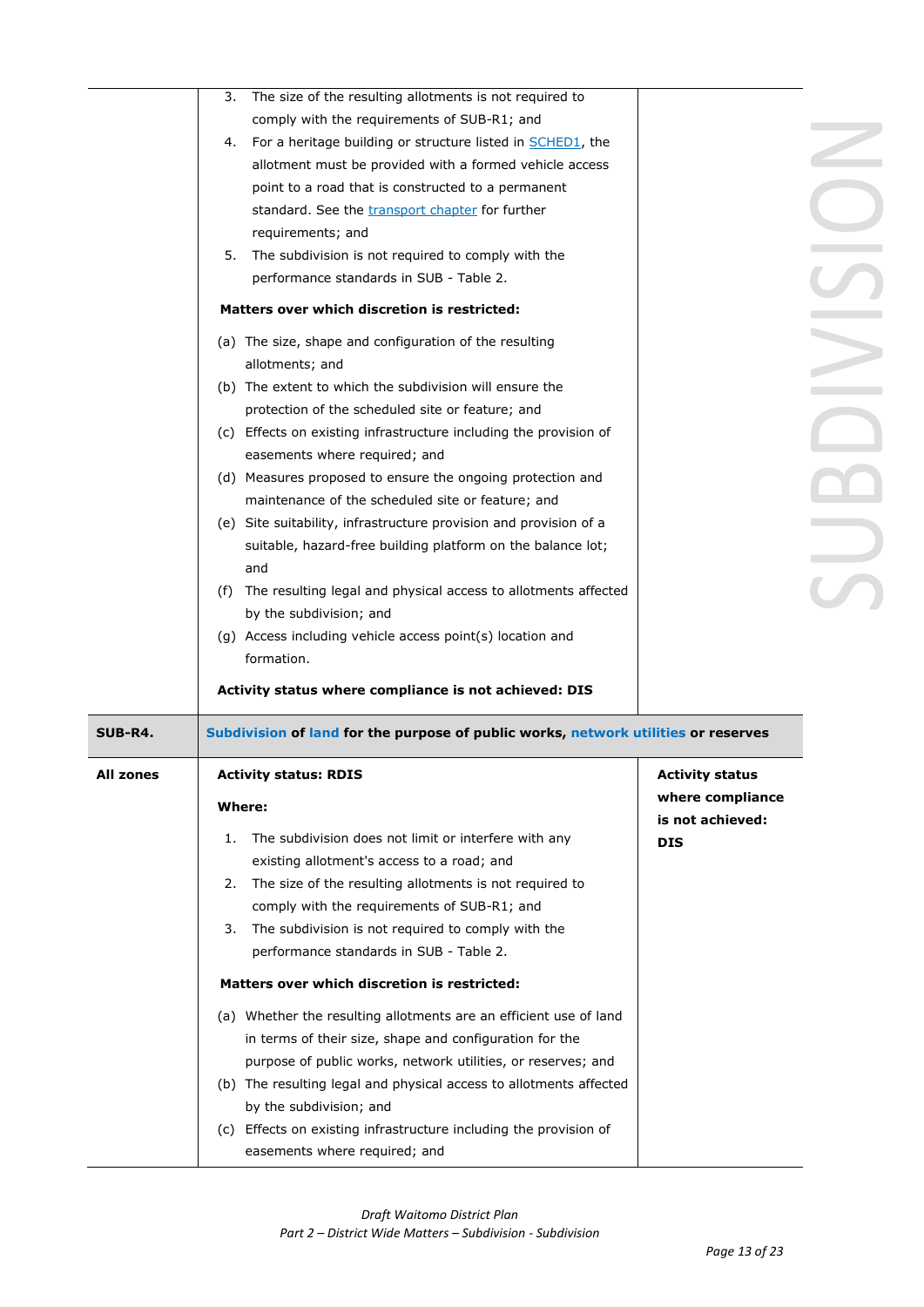| | | |
|---|---|---|
| | 3. The size of the resulting allotments is not required to comply with the requirements of SUB-R1; and<br>4. For a heritage building or structure listed in SCHED1, the allotment must be provided with a formed vehicle access point to a road that is constructed to a permanent standard. See the transport chapter for further requirements; and<br>5. The subdivision is not required to comply with the performance standards in SUB - Table 2.<br><br>**Matters over which discretion is restricted:**<br><br>(a) The size, shape and configuration of the resulting allotments; and<br>(b) The extent to which the subdivision will ensure the protection of the scheduled site or feature; and<br>(c) Effects on existing infrastructure including the provision of easements where required; and<br>(d) Measures proposed to ensure the ongoing protection and maintenance of the scheduled site or feature; and<br>(e) Site suitability, infrastructure provision and provision of a suitable, hazard-free building platform on the balance lot; and<br>(f) The resulting legal and physical access to allotments affected by the subdivision; and<br>(g) Access including vehicle access point(s) location and formation.<br><br>**Activity status where compliance is not achieved: DIS** | |
| **SUB-R4.** | **Subdivision of land for the purpose of public works, network utilities or reserves** | |
| **All zones** | **Activity status: RDIS**<br><br>**Where:**<br><br>1. The subdivision does not limit or interfere with any existing allotment's access to a road; and<br>2. The size of the resulting allotments is not required to comply with the requirements of SUB-R1; and<br>3. The subdivision is not required to comply with the performance standards in SUB - Table 2.<br><br>**Matters over which discretion is restricted:**<br><br>(a) Whether the resulting allotments are an efficient use of land in terms of their size, shape and configuration for the purpose of public works, network utilities, or reserves; and<br>(b) The resulting legal and physical access to allotments affected by the subdivision; and<br>(c) Effects on existing infrastructure including the provision of easements where required; and | **Activity status where compliance is not achieved: DIS** |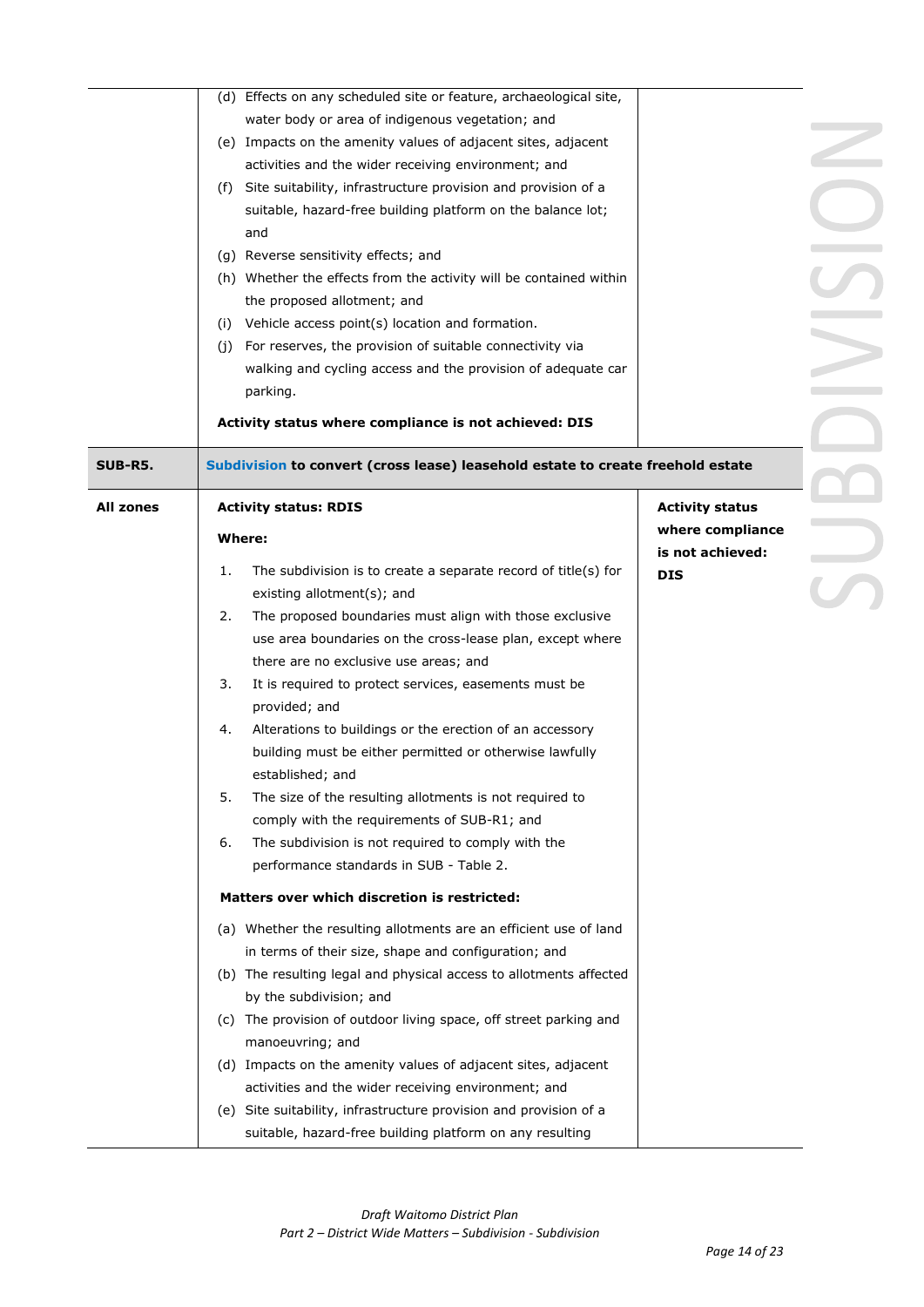| | | |
|---|---|---|
| | (d) Effects on any scheduled site or feature, archaeological site, water body or area of indigenous vegetation; and<br>(e) Impacts on the amenity values of adjacent sites, adjacent activities and the wider receiving environment; and<br>(f) Site suitability, infrastructure provision and provision of a suitable, hazard-free building platform on the balance lot; and<br>(g) Reverse sensitivity effects; and<br>(h) Whether the effects from the activity will be contained within the proposed allotment; and<br>(i) Vehicle access point(s) location and formation.<br>(j) For reserves, the provision of suitable connectivity via walking and cycling access and the provision of adequate car parking.<br><br>**Activity status where compliance is not achieved: DIS** | |
| **SUB-R5.** | **Subdivision to convert (cross lease) leasehold estate to create freehold estate** | |
| **All zones** | **Activity status: RDIS**<br><br>**Where:**<br><br>1. The subdivision is to create a separate record of title(s) for existing allotment(s); and<br>2. The proposed boundaries must align with those exclusive use area boundaries on the cross-lease plan, except where there are no exclusive use areas; and<br>3. It is required to protect services, easements must be provided; and<br>4. Alterations to buildings or the erection of an accessory building must be either permitted or otherwise lawfully established; and<br>5. The size of the resulting allotments is not required to comply with the requirements of SUB-R1; and<br>6. The subdivision is not required to comply with the performance standards in SUB - Table 2.<br><br>**Matters over which discretion is restricted:**<br><br>(a) Whether the resulting allotments are an efficient use of land in terms of their size, shape and configuration; and<br>(b) The resulting legal and physical access to allotments affected by the subdivision; and<br>(c) The provision of outdoor living space, off street parking and manoeuvring; and<br>(d) Impacts on the amenity values of adjacent sites, adjacent activities and the wider receiving environment; and<br>(e) Site suitability, infrastructure provision and provision of a suitable, hazard-free building platform on any resulting | **Activity status where compliance is not achieved: DIS** |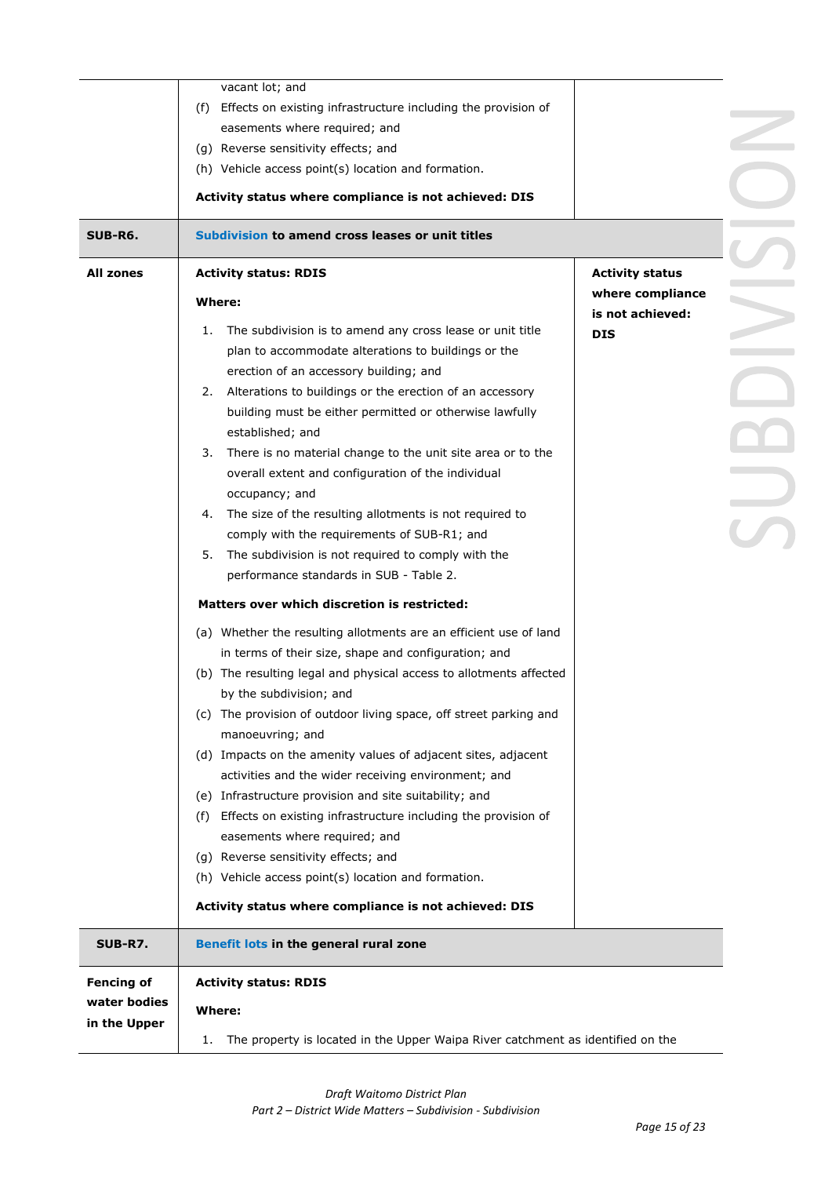| | | |
|---|---|---|
| | vacant lot; and<br>(f) Effects on existing infrastructure including the provision of easements where required; and<br>(g) Reverse sensitivity effects; and<br>(h) Vehicle access point(s) location and formation.<br>**Activity status where compliance is not achieved: DIS** | |
| **SUB-R6.** | **Subdivision to amend cross leases or unit titles** | |
| **All zones** | **Activity status: RDIS**<br>**Where:**<br>1. The subdivision is to amend any cross lease or unit title plan to accommodate alterations to buildings or the erection of an accessory building; and<br>2. Alterations to buildings or the erection of an accessory building must be either permitted or otherwise lawfully established; and<br>3. There is no material change to the unit site area or to the overall extent and configuration of the individual occupancy; and<br>4. The size of the resulting allotments is not required to comply with the requirements of SUB-R1; and<br>5. The subdivision is not required to comply with the performance standards in SUB - Table 2.<br>**Matters over which discretion is restricted:**<br>(a) Whether the resulting allotments are an efficient use of land in terms of their size, shape and configuration; and<br>(b) The resulting legal and physical access to allotments affected by the subdivision; and<br>(c) The provision of outdoor living space, off street parking and manoeuvring; and<br>(d) Impacts on the amenity values of adjacent sites, adjacent activities and the wider receiving environment; and<br>(e) Infrastructure provision and site suitability; and<br>(f) Effects on existing infrastructure including the provision of easements where required; and<br>(g) Reverse sensitivity effects; and<br>(h) Vehicle access point(s) location and formation.<br>**Activity status where compliance is not achieved: DIS** | **Activity status where compliance is not achieved: DIS** |
| **SUB-R7.** | **Benefit lots in the general rural zone** | |
| **Fencing of water bodies in the Upper** | **Activity status: RDIS**<br>**Where:**<br>1. The property is located in the Upper Waipa River catchment as identified on the | |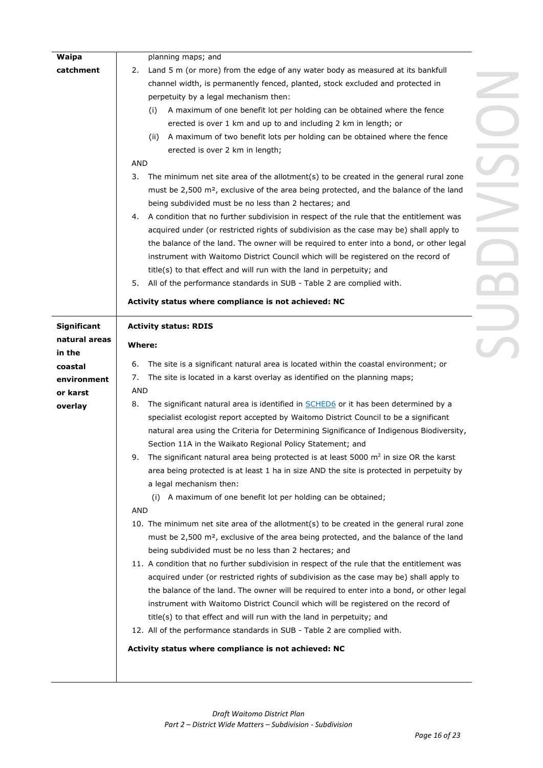| | |
|---|---|
| **Waipa catchment** | planning maps; and<br>2. Land 5 m (or more) from the edge of any water body as measured at its bankfull channel width, is permanently fenced, planted, stock excluded and protected in perpetuity by a legal mechanism then:<br>(i) A maximum of one benefit lot per holding can be obtained where the fence erected is over 1 km and up to and including 2 km in length; or<br>(ii) A maximum of two benefit lots per holding can be obtained where the fence erected is over 2 km in length;<br>AND<br>3. The minimum net site area of the allotment(s) to be created in the general rural zone must be 2,500 m², exclusive of the area being protected, and the balance of the land being subdivided must be no less than 2 hectares; and<br>4. A condition that no further subdivision in respect of the rule that the entitlement was acquired under (or restricted rights of subdivision as the case may be) shall apply to the balance of the land. The owner will be required to enter into a bond, or other legal instrument with Waitomo District Council which will be registered on the record of title(s) to that effect and will run with the land in perpetuity; and<br>5. All of the performance standards in SUB - Table 2 are complied with.<br><br>**Activity status where compliance is not achieved: NC** |
| **Significant natural areas in the coastal environment or karst overlay** | **Activity status: RDIS**<br><br>**Where:**<br><br>6. The site is a significant natural area is located within the coastal environment; or<br>7. The site is located in a karst overlay as identified on the planning maps;<br>AND<br>8. The significant natural area is identified in SCHED6 or it has been determined by a specialist ecologist report accepted by Waitomo District Council to be a significant natural area using the Criteria for Determining Significance of Indigenous Biodiversity, Section 11A in the Waikato Regional Policy Statement; and<br>9. The significant natural area being protected is at least 5000 m² in size OR the karst area being protected is at least 1 ha in size AND the site is protected in perpetuity by a legal mechanism then:<br>(i) A maximum of one benefit lot per holding can be obtained;<br>AND<br>10. The minimum net site area of the allotment(s) to be created in the general rural zone must be 2,500 m², exclusive of the area being protected, and the balance of the land being subdivided must be no less than 2 hectares; and<br>11. A condition that no further subdivision in respect of the rule that the entitlement was acquired under (or restricted rights of subdivision as the case may be) shall apply to the balance of the land. The owner will be required to enter into a bond, or other legal instrument with Waitomo District Council which will be registered on the record of title(s) to that effect and will run with the land in perpetuity; and<br>12. All of the performance standards in SUB - Table 2 are complied with.<br><br>**Activity status where compliance is not achieved: NC** |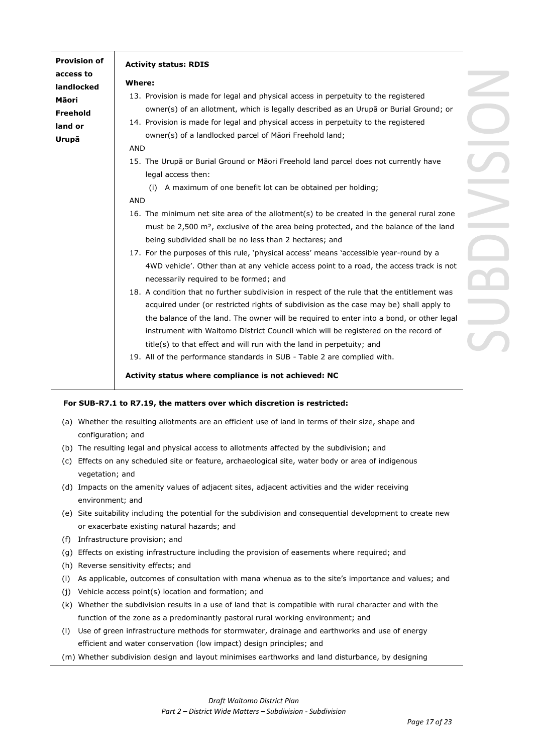| | |
|---|---|
| **Provision of access to landlocked Māori Freehold land or Urupā** | **Activity status: RDIS**<br><br>**Where:**<br>13. Provision is made for legal and physical access in perpetuity to the registered owner(s) of an allotment, which is legally described as an Urupā or Burial Ground; or<br>14. Provision is made for legal and physical access in perpetuity to the registered owner(s) of a landlocked parcel of Māori Freehold land;<br>AND<br>15. The Urupā or Burial Ground or Māori Freehold land parcel does not currently have legal access then:<br>(i) A maximum of one benefit lot can be obtained per holding;<br>AND<br>16. The minimum net site area of the allotment(s) to be created in the general rural zone must be 2,500 m², exclusive of the area being protected, and the balance of the land being subdivided shall be no less than 2 hectares; and<br>17. For the purposes of this rule, 'physical access' means 'accessible year-round by a 4WD vehicle'. Other than at any vehicle access point to a road, the access track is not necessarily required to be formed; and<br>18. A condition that no further subdivision in respect of the rule that the entitlement was acquired under (or restricted rights of subdivision as the case may be) shall apply to the balance of the land. The owner will be required to enter into a bond, or other legal instrument with Waitomo District Council which will be registered on the record of title(s) to that effect and will run with the land in perpetuity; and<br>19. All of the performance standards in SUB - Table 2 are complied with.<br><br>**Activity status where compliance is not achieved: NC** |

**For SUB-R7.1 to R7.19, the matters over which discretion is restricted:**

(a) Whether the resulting allotments are an efficient use of land in terms of their size, shape and configuration; and

(b) The resulting legal and physical access to allotments affected by the subdivision; and

(c) Effects on any scheduled site or feature, archaeological site, water body or area of indigenous vegetation; and

(d) Impacts on the amenity values of adjacent sites, adjacent activities and the wider receiving environment; and

(e) Site suitability including the potential for the subdivision and consequential development to create new or exacerbate existing natural hazards; and

(f) Infrastructure provision; and

(g) Effects on existing infrastructure including the provision of easements where required; and

(h) Reverse sensitivity effects; and

(i) As applicable, outcomes of consultation with mana whenua as to the site's importance and values; and

(j) Vehicle access point(s) location and formation; and

(k) Whether the subdivision results in a use of land that is compatible with rural character and with the function of the zone as a predominantly pastoral rural working environment; and

(l) Use of green infrastructure methods for stormwater, drainage and earthworks and use of energy efficient and water conservation (low impact) design principles; and

(m) Whether subdivision design and layout minimises earthworks and land disturbance, by designing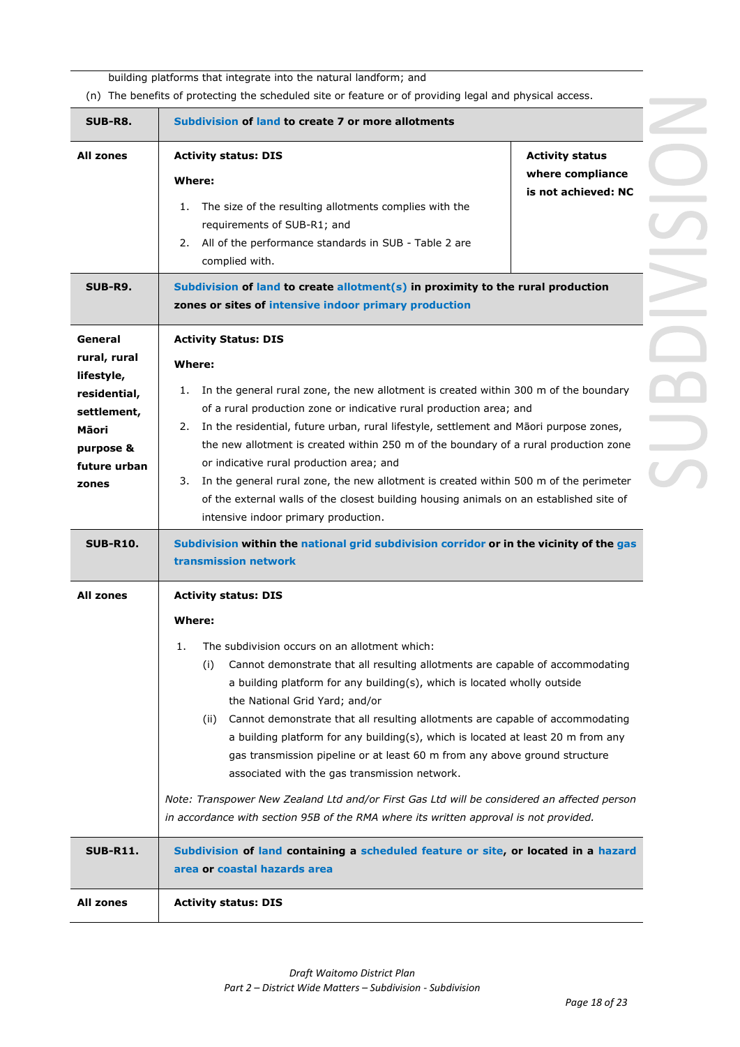building platforms that integrate into the natural landform; and

(n) The benefits of protecting the scheduled site or feature or of providing legal and physical access.

| **SUB-R8.** | **Subdivision of land to create 7 or more allotments** | |
|---|---|---|
| **All zones** | **Activity status: DIS**<br><br>**Where:**<br><br>1. The size of the resulting allotments complies with the requirements of SUB-R1; and<br>2. All of the performance standards in SUB - Table 2 are complied with. | **Activity status where compliance is not achieved: NC** |
| **SUB-R9.** | **Subdivision of land to create allotment(s) in proximity to the rural production zones or sites of intensive indoor primary production** | |
| **General rural, rural lifestyle, residential, settlement, Māori purpose & future urban zones** | **Activity Status: DIS**<br><br>**Where:**<br><br>1. In the general rural zone, the new allotment is created within 300 m of the boundary of a rural production zone or indicative rural production area; and<br>2. In the residential, future urban, rural lifestyle, settlement and Māori purpose zones, the new allotment is created within 250 m of the boundary of a rural production zone or indicative rural production area; and<br>3. In the general rural zone, the new allotment is created within 500 m of the perimeter of the external walls of the closest building housing animals on an established site of intensive indoor primary production. | |
| **SUB-R10.** | **Subdivision within the national grid subdivision corridor or in the vicinity of the gas transmission network** | |
| **All zones** | **Activity status: DIS**<br><br>**Where:**<br><br>1. The subdivision occurs on an allotment which:<br>(i) Cannot demonstrate that all resulting allotments are capable of accommodating a building platform for any building(s), which is located wholly outside the National Grid Yard; and/or<br>(ii) Cannot demonstrate that all resulting allotments are capable of accommodating a building platform for any building(s), which is located at least 20 m from any gas transmission pipeline or at least 60 m from any above ground structure associated with the gas transmission network.<br><br>*Note: Transpower New Zealand Ltd and/or First Gas Ltd will be considered an affected person in accordance with section 95B of the RMA where its written approval is not provided.* | |
| **SUB-R11.** | **Subdivision of land containing a scheduled feature or site, or located in a hazard area or coastal hazards area** | |
| **All zones** | **Activity status: DIS** | |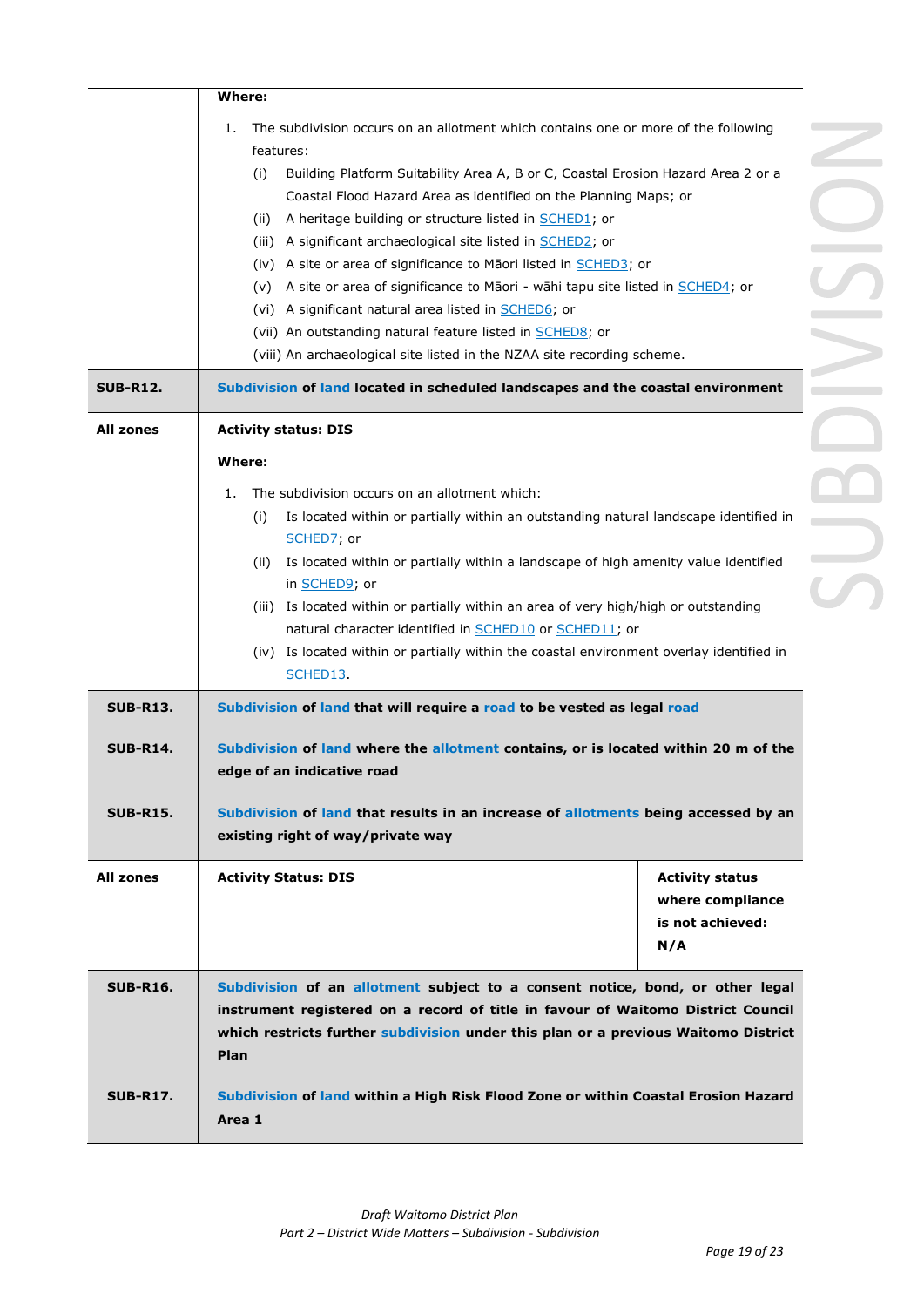| | | |
|---|---|---|
| | **Where:**<br><br>1. The subdivision occurs on an allotment which contains one or more of the following features:<br>(i) Building Platform Suitability Area A, B or C, Coastal Erosion Hazard Area 2 or a Coastal Flood Hazard Area as identified on the Planning Maps; or<br>(ii) A heritage building or structure listed in SCHED1; or<br>(iii) A significant archaeological site listed in SCHED2; or<br>(iv) A site or area of significance to Māori listed in SCHED3; or<br>(v) A site or area of significance to Māori - wāhi tapu site listed in SCHED4; or<br>(vi) A significant natural area listed in SCHED6; or<br>(vii) An outstanding natural feature listed in SCHED8; or<br>(viii) An archaeological site listed in the NZAA site recording scheme. | |
| **SUB-R12.** | **Subdivision of land located in scheduled landscapes and the coastal environment** | |
| **All zones** | **Activity status: DIS**<br><br>**Where:**<br><br>1. The subdivision occurs on an allotment which:<br>(i) Is located within or partially within an outstanding natural landscape identified in SCHED7; or<br>(ii) Is located within or partially within a landscape of high amenity value identified in SCHED9; or<br>(iii) Is located within or partially within an area of very high/high or outstanding natural character identified in SCHED10 or SCHED11; or<br>(iv) Is located within or partially within the coastal environment overlay identified in SCHED13. | |
| **SUB-R13.** | **Subdivision of land that will require a road to be vested as legal road** | |
| **SUB-R14.** | **Subdivision of land where the allotment contains, or is located within 20 m of the edge of an indicative road** | |
| **SUB-R15.** | **Subdivision of land that results in an increase of allotments being accessed by an existing right of way/private way** | |
| **All zones** | **Activity Status: DIS** | **Activity status where compliance is not achieved: N/A** |
| **SUB-R16.** | **Subdivision of an allotment subject to a consent notice, bond, or other legal instrument registered on a record of title in favour of Waitomo District Council which restricts further subdivision under this plan or a previous Waitomo District Plan** | |
| **SUB-R17.** | **Subdivision of land within a High Risk Flood Zone or within Coastal Erosion Hazard Area 1** | |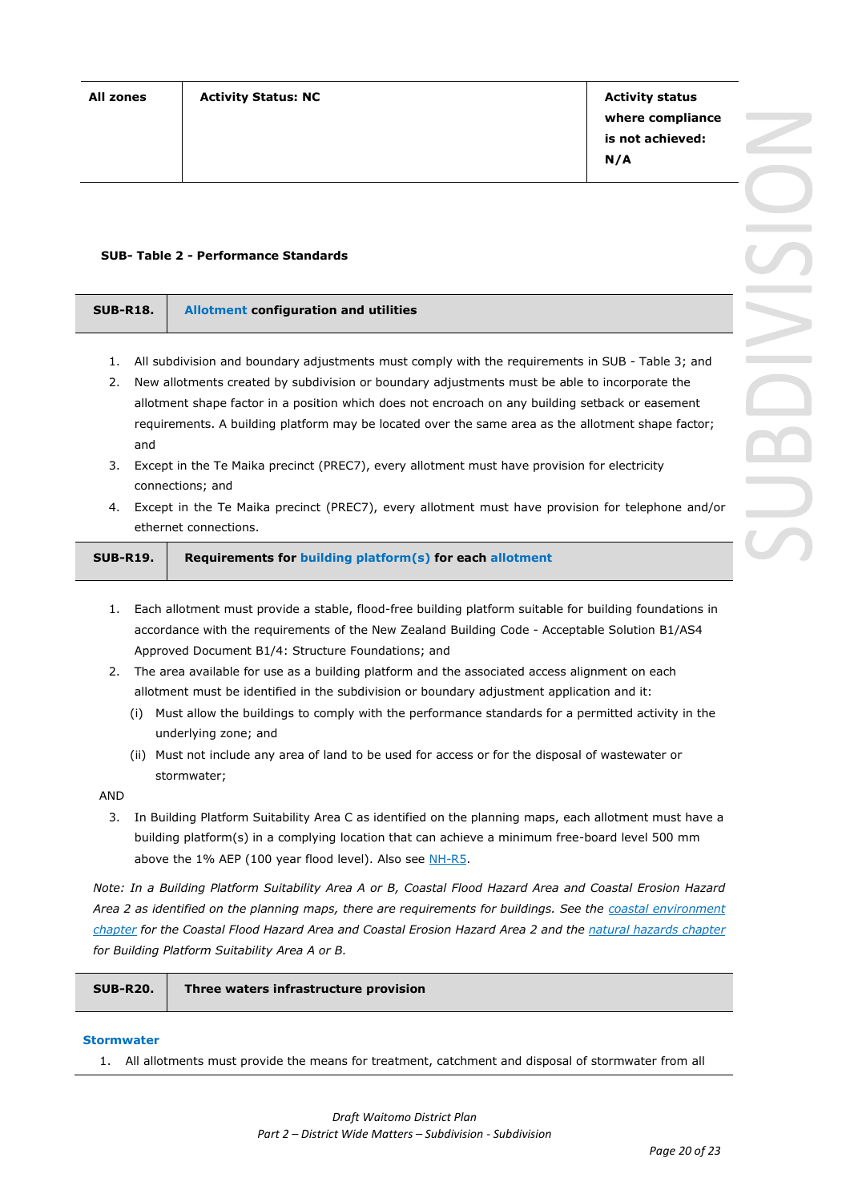| All zones | Activity Status: NC | Activity status where compliance is not achieved: N/A |
|---|---|---|

**SUB- Table 2 - Performance Standards**

| SUB-R18. | Allotment configuration and utilities |
|---|---|

1. All subdivision and boundary adjustments must comply with the requirements in SUB - Table 3; and
2. New allotments created by subdivision or boundary adjustments must be able to incorporate the allotment shape factor in a position which does not encroach on any building setback or easement requirements. A building platform may be located over the same area as the allotment shape factor; and
3. Except in the Te Maika precinct (PREC7), every allotment must have provision for electricity connections; and
4. Except in the Te Maika precinct (PREC7), every allotment must have provision for telephone and/or ethernet connections.

| SUB-R19. | Requirements for building platform(s) for each allotment |
|---|---|

1. Each allotment must provide a stable, flood-free building platform suitable for building foundations in accordance with the requirements of the New Zealand Building Code - Acceptable Solution B1/AS4 Approved Document B1/4: Structure Foundations; and
2. The area available for use as a building platform and the associated access alignment on each allotment must be identified in the subdivision or boundary adjustment application and it:
   (i) Must allow the buildings to comply with the performance standards for a permitted activity in the underlying zone; and
   (ii) Must not include any area of land to be used for access or for the disposal of wastewater or stormwater;

AND

3. In Building Platform Suitability Area C as identified on the planning maps, each allotment must have a building platform(s) in a complying location that can achieve a minimum free-board level 500 mm above the 1% AEP (100 year flood level). Also see NH-R5.

*Note: In a Building Platform Suitability Area A or B, Coastal Flood Hazard Area and Coastal Erosion Hazard Area 2 as identified on the planning maps, there are requirements for buildings. See the coastal environment chapter for the Coastal Flood Hazard Area and Coastal Erosion Hazard Area 2 and the natural hazards chapter for Building Platform Suitability Area A or B.*

| SUB-R20. | Three waters infrastructure provision |
|---|---|

**Stormwater**

1. All allotments must provide the means for treatment, catchment and disposal of stormwater from all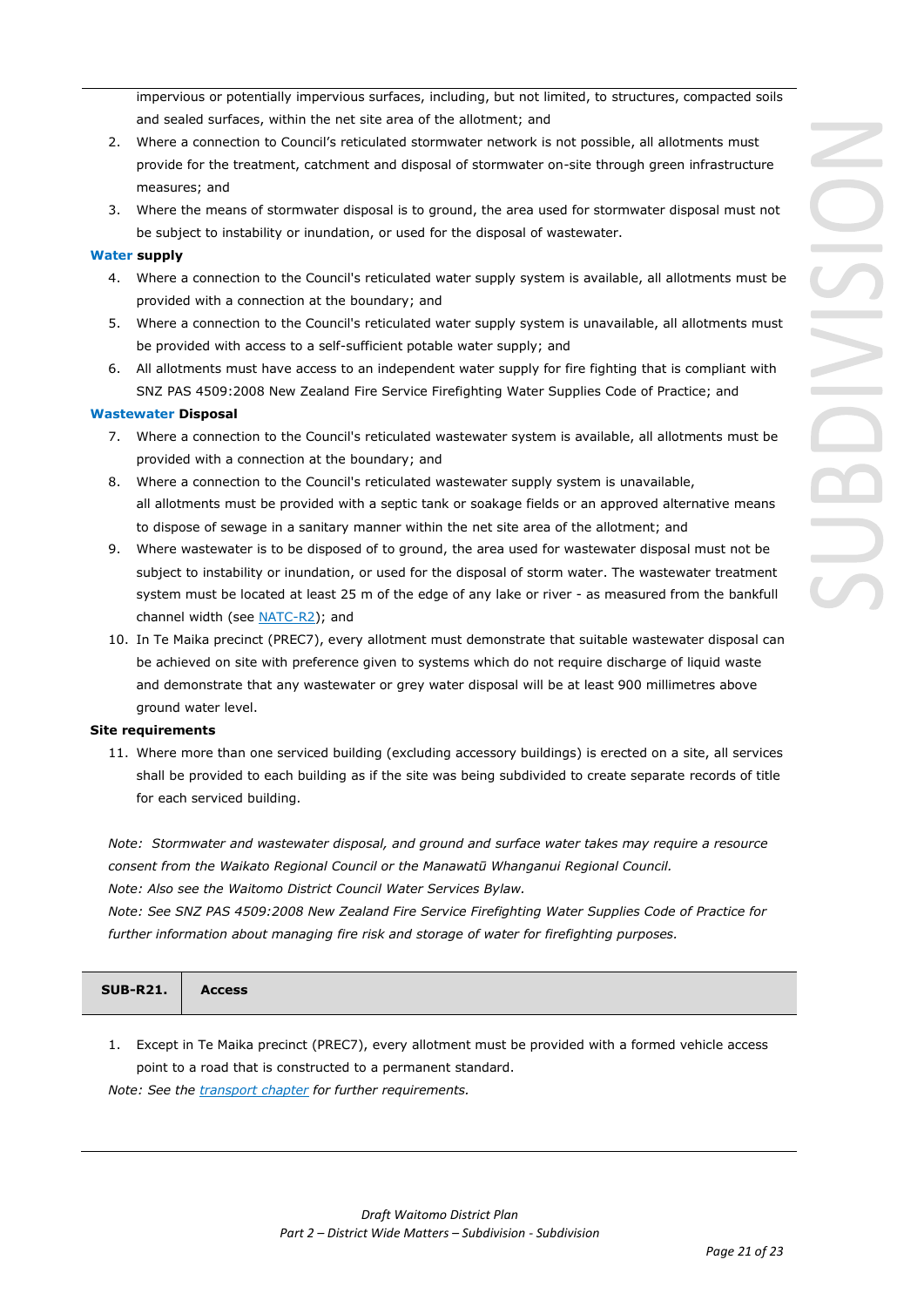impervious or potentially impervious surfaces, including, but not limited, to structures, compacted soils and sealed surfaces, within the net site area of the allotment; and

2. Where a connection to Council's reticulated stormwater network is not possible, all allotments must provide for the treatment, catchment and disposal of stormwater on-site through green infrastructure measures; and
3. Where the means of stormwater disposal is to ground, the area used for stormwater disposal must not be subject to instability or inundation, or used for the disposal of wastewater.

**Water supply**

4. Where a connection to the Council's reticulated water supply system is available, all allotments must be provided with a connection at the boundary; and
5. Where a connection to the Council's reticulated water supply system is unavailable, all allotments must be provided with access to a self-sufficient potable water supply; and
6. All allotments must have access to an independent water supply for fire fighting that is compliant with SNZ PAS 4509:2008 New Zealand Fire Service Firefighting Water Supplies Code of Practice; and

**Wastewater Disposal**

7. Where a connection to the Council's reticulated wastewater system is available, all allotments must be provided with a connection at the boundary; and
8. Where a connection to the Council's reticulated wastewater supply system is unavailable, all allotments must be provided with a septic tank or soakage fields or an approved alternative means to dispose of sewage in a sanitary manner within the net site area of the allotment; and
9. Where wastewater is to be disposed of to ground, the area used for wastewater disposal must not be subject to instability or inundation, or used for the disposal of storm water. The wastewater treatment system must be located at least 25 m of the edge of any lake or river - as measured from the bankfull channel width (see NATC-R2); and
10. In Te Maika precinct (PREC7), every allotment must demonstrate that suitable wastewater disposal can be achieved on site with preference given to systems which do not require discharge of liquid waste and demonstrate that any wastewater or grey water disposal will be at least 900 millimetres above ground water level.

**Site requirements**

11. Where more than one serviced building (excluding accessory buildings) is erected on a site, all services shall be provided to each building as if the site was being subdivided to create separate records of title for each serviced building.

*Note: Stormwater and wastewater disposal, and ground and surface water takes may require a resource consent from the Waikato Regional Council or the Manawatū Whanganui Regional Council.*
*Note: Also see the Waitomo District Council Water Services Bylaw.*
*Note: See SNZ PAS 4509:2008 New Zealand Fire Service Firefighting Water Supplies Code of Practice for further information about managing fire risk and storage of water for firefighting purposes.*

| **SUB-R21.** | **Access** |
|---|---|

1. Except in Te Maika precinct (PREC7), every allotment must be provided with a formed vehicle access point to a road that is constructed to a permanent standard.

*Note: See the transport chapter for further requirements.*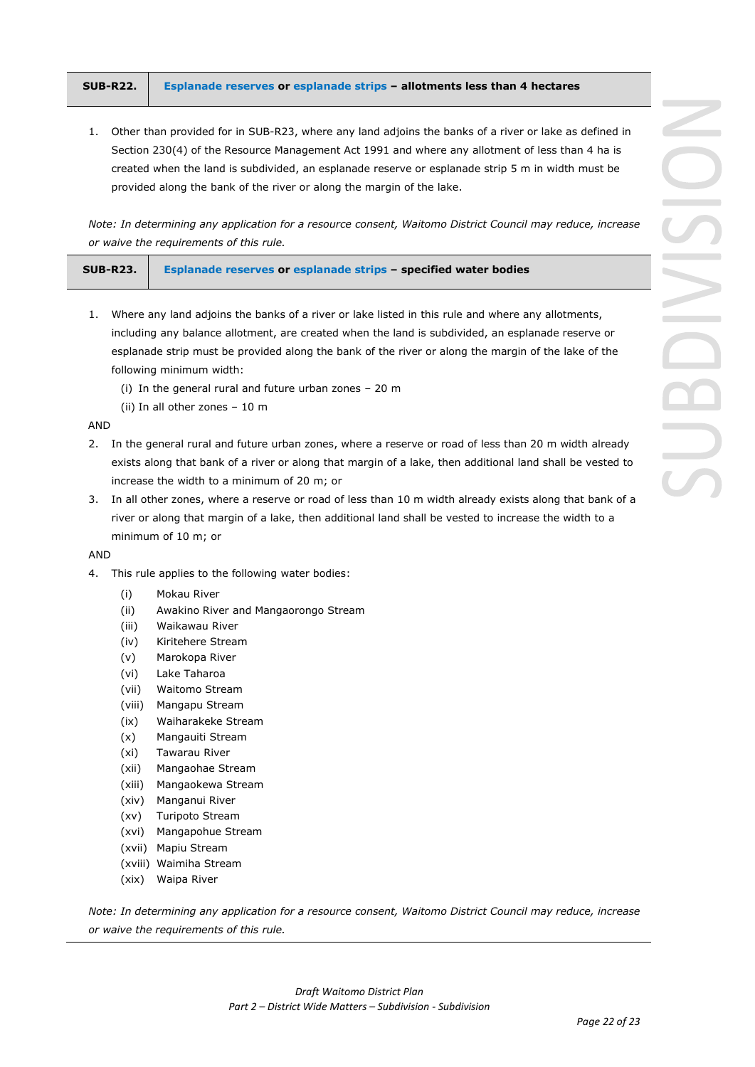| SUB-R22. | Esplanade reserves or esplanade strips – allotments less than 4 hectares |
|---|---|

1. Other than provided for in SUB-R23, where any land adjoins the banks of a river or lake as defined in Section 230(4) of the Resource Management Act 1991 and where any allotment of less than 4 ha is created when the land is subdivided, an esplanade reserve or esplanade strip 5 m in width must be provided along the bank of the river or along the margin of the lake.

*Note: In determining any application for a resource consent, Waitomo District Council may reduce, increase or waive the requirements of this rule.*

| SUB-R23. | Esplanade reserves or esplanade strips – specified water bodies |
|---|---|

1. Where any land adjoins the banks of a river or lake listed in this rule and where any allotments, including any balance allotment, are created when the land is subdivided, an esplanade reserve or esplanade strip must be provided along the bank of the river or along the margin of the lake of the following minimum width:
   - (i) In the general rural and future urban zones – 20 m
   - (ii) In all other zones – 10 m

AND

2. In the general rural and future urban zones, where a reserve or road of less than 20 m width already exists along that bank of a river or along that margin of a lake, then additional land shall be vested to increase the width to a minimum of 20 m; or
3. In all other zones, where a reserve or road of less than 10 m width already exists along that bank of a river or along that margin of a lake, then additional land shall be vested to increase the width to a minimum of 10 m; or

AND

4. This rule applies to the following water bodies:
   - (i) Mokau River
   - (ii) Awakino River and Mangaorongo Stream
   - (iii) Waikawau River
   - (iv) Kiritehere Stream
   - (v) Marokopa River
   - (vi) Lake Taharoa
   - (vii) Waitomo Stream
   - (viii) Mangapu Stream
   - (ix) Waiharakeke Stream
   - (x) Mangauiti Stream
   - (xi) Tawarau River
   - (xii) Mangaohae Stream
   - (xiii) Mangaokewa Stream
   - (xiv) Manganui River
   - (xv) Turipoto Stream
   - (xvi) Mangapohue Stream
   - (xvii) Mapiu Stream
   - (xviii) Waimiha Stream
   - (xix) Waipa River

*Note: In determining any application for a resource consent, Waitomo District Council may reduce, increase or waive the requirements of this rule.*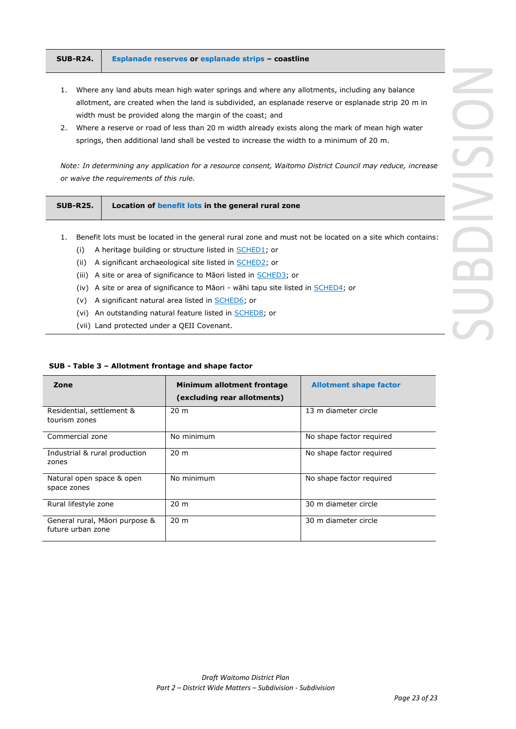| SUB-R24. | **Esplanade reserves or esplanade strips – coastline** |
|---|---|

1. Where any land abuts mean high water springs and where any allotments, including any balance allotment, are created when the land is subdivided, an esplanade reserve or esplanade strip 20 m in width must be provided along the margin of the coast; and
2. Where a reserve or road of less than 20 m width already exists along the mark of mean high water springs, then additional land shall be vested to increase the width to a minimum of 20 m.

*Note: In determining any application for a resource consent, Waitomo District Council may reduce, increase or waive the requirements of this rule.*

| SUB-R25. | **Location of benefit lots in the general rural zone** |
|---|---|

1. Benefit lots must be located in the general rural zone and must not be located on a site which contains:
   (i) A heritage building or structure listed in SCHED1; or
   (ii) A significant archaeological site listed in SCHED2; or
   (iii) A site or area of significance to Māori listed in SCHED3; or
   (iv) A site or area of significance to Māori - wāhi tapu site listed in SCHED4; or
   (v) A significant natural area listed in SCHED6; or
   (vi) An outstanding natural feature listed in SCHED8; or
   (vii) Land protected under a QEII Covenant.

**SUB - Table 3 – Allotment frontage and shape factor**

| Zone | Minimum allotment frontage (excluding rear allotments) | Allotment shape factor |
|---|---|---|
| Residential, settlement & tourism zones | 20 m | 13 m diameter circle |
| Commercial zone | No minimum | No shape factor required |
| Industrial & rural production zones | 20 m | No shape factor required |
| Natural open space & open space zones | No minimum | No shape factor required |
| Rural lifestyle zone | 20 m | 30 m diameter circle |
| General rural, Māori purpose & future urban zone | 20 m | 30 m diameter circle |